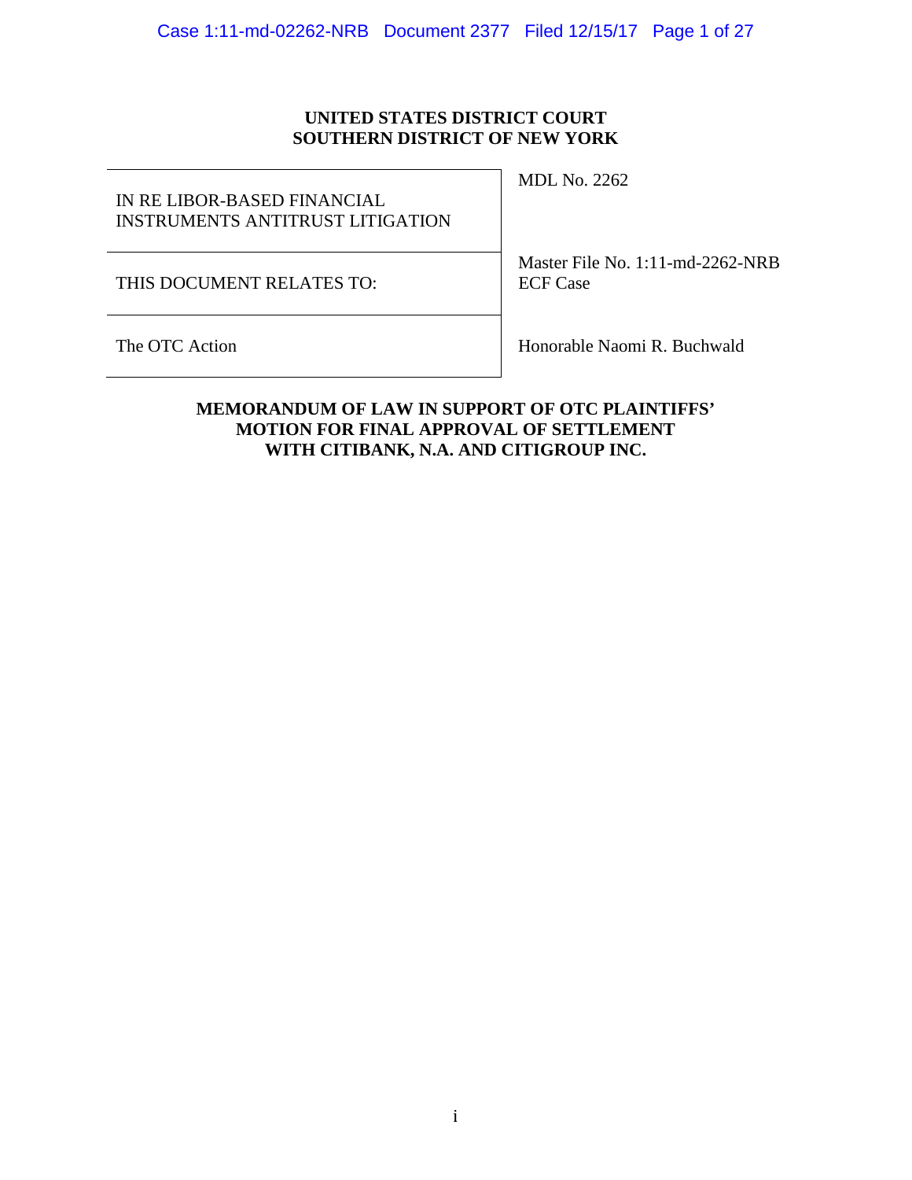**UNITED STATES DISTRICT COURT**
**SOUTHERN DISTRICT OF NEW YORK**

| | |
|---|---|
| IN RE LIBOR-BASED FINANCIAL INSTRUMENTS ANTITRUST LITIGATION | MDL No. 2262 |
| THIS DOCUMENT RELATES TO: | Master File No. 1:11-md-2262-NRB ECF Case |
| The OTC Action | Honorable Naomi R. Buchwald |

**MEMORANDUM OF LAW IN SUPPORT OF OTC PLAINTIFFS' MOTION FOR FINAL APPROVAL OF SETTLEMENT WITH CITIBANK, N.A. AND CITIGROUP INC.**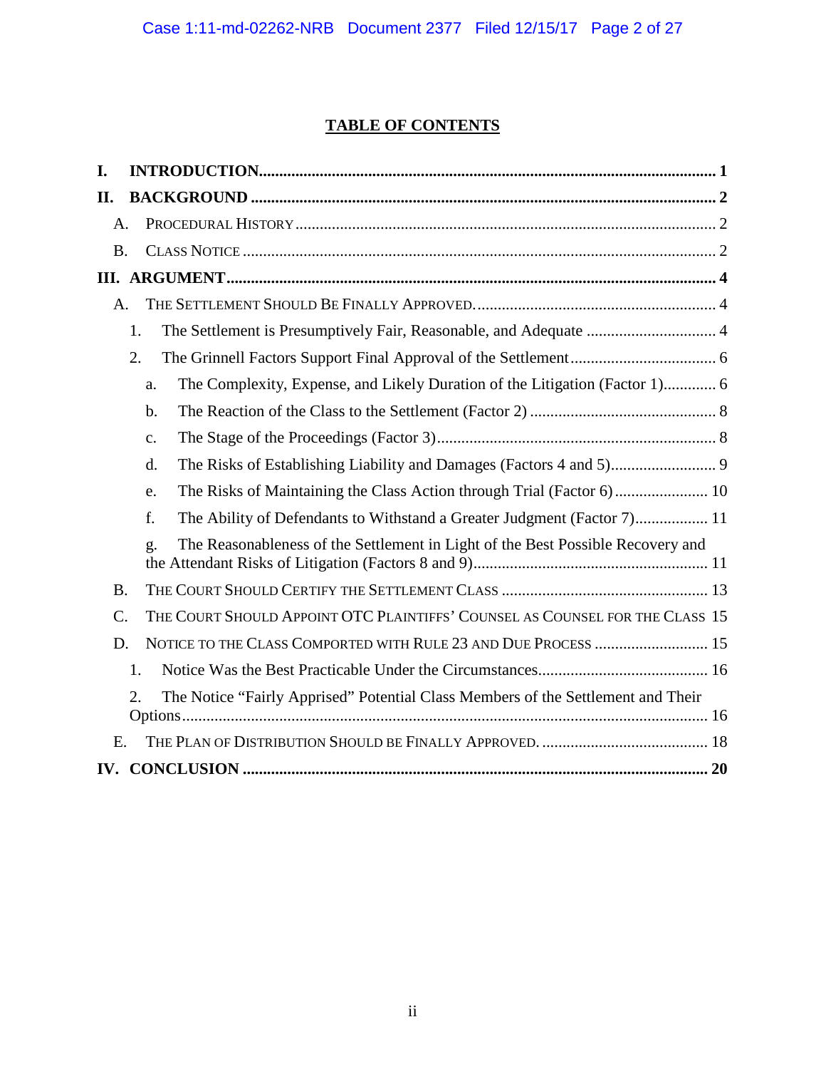# TABLE OF CONTENTS

**I. INTRODUCTION** ..... **1**

**II. BACKGROUND** ..... **2**

- A. PROCEDURAL HISTORY ..... 2
- B. CLASS NOTICE ..... 2

**III. ARGUMENT** ..... **4**

- A. THE SETTLEMENT SHOULD BE FINALLY APPROVED. ..... 4
  - 1. The Settlement is Presumptively Fair, Reasonable, and Adequate ..... 4
  - 2. The Grinnell Factors Support Final Approval of the Settlement ..... 6
    - a. The Complexity, Expense, and Likely Duration of the Litigation (Factor 1) ..... 6
    - b. The Reaction of the Class to the Settlement (Factor 2) ..... 8
    - c. The Stage of the Proceedings (Factor 3) ..... 8
    - d. The Risks of Establishing Liability and Damages (Factors 4 and 5) ..... 9
    - e. The Risks of Maintaining the Class Action through Trial (Factor 6) ..... 10
    - f. The Ability of Defendants to Withstand a Greater Judgment (Factor 7) ..... 11
    - g. The Reasonableness of the Settlement in Light of the Best Possible Recovery and the Attendant Risks of Litigation (Factors 8 and 9) ..... 11
- B. THE COURT SHOULD CERTIFY THE SETTLEMENT CLASS ..... 13
- C. THE COURT SHOULD APPOINT OTC PLAINTIFFS' COUNSEL AS COUNSEL FOR THE CLASS ..... 15
- D. NOTICE TO THE CLASS COMPORTED WITH RULE 23 AND DUE PROCESS ..... 15
  - 1. Notice Was the Best Practicable Under the Circumstances ..... 16
  - 2. The Notice "Fairly Apprised" Potential Class Members of the Settlement and Their Options ..... 16
- E. THE PLAN OF DISTRIBUTION SHOULD BE FINALLY APPROVED. ..... 18

**IV. CONCLUSION** ..... **20**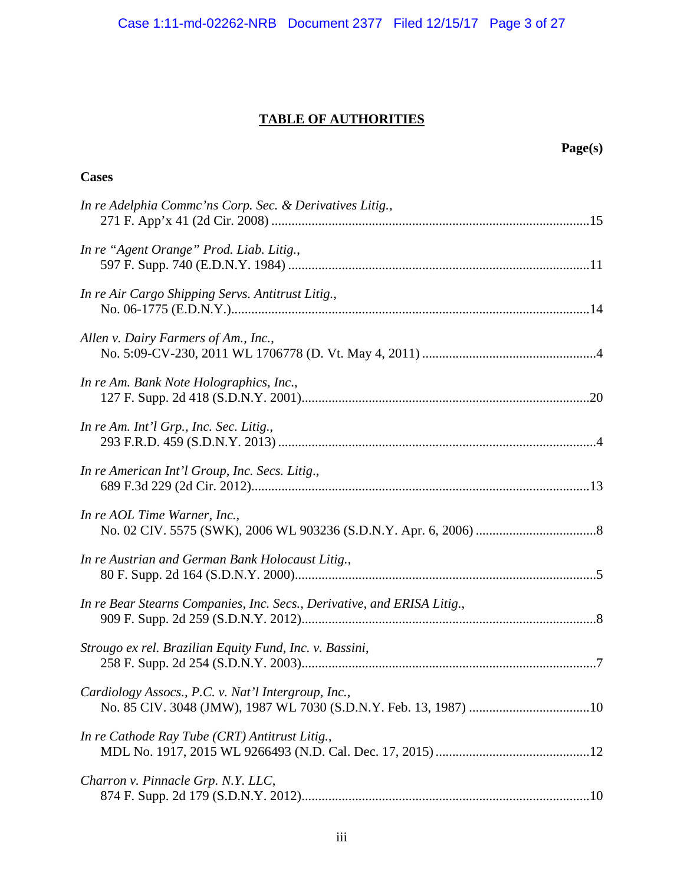# TABLE OF AUTHORITIES

**Page(s)**

**Cases**

*In re Adelphia Commc'ns Corp. Sec. & Derivatives Litig.*,
271 F. App'x 41 (2d Cir. 2008) ....................15

*In re "Agent Orange" Prod. Liab. Litig.*,
597 F. Supp. 740 (E.D.N.Y. 1984) ....................11

*In re Air Cargo Shipping Servs. Antitrust Litig.*,
No. 06-1775 (E.D.N.Y.)....................14

*Allen v. Dairy Farmers of Am., Inc.*,
No. 5:09-CV-230, 2011 WL 1706778 (D. Vt. May 4, 2011) ....................4

*In re Am. Bank Note Holographics, Inc.*,
127 F. Supp. 2d 418 (S.D.N.Y. 2001)....................20

*In re Am. Int'l Grp., Inc. Sec. Litig.*,
293 F.R.D. 459 (S.D.N.Y. 2013) ....................4

*In re American Int'l Group, Inc. Secs. Litig.*,
689 F.3d 229 (2d Cir. 2012)....................13

*In re AOL Time Warner, Inc.*,
No. 02 CIV. 5575 (SWK), 2006 WL 903236 (S.D.N.Y. Apr. 6, 2006) ....................8

*In re Austrian and German Bank Holocaust Litig.*,
80 F. Supp. 2d 164 (S.D.N.Y. 2000)....................5

*In re Bear Stearns Companies, Inc. Secs., Derivative, and ERISA Litig.*,
909 F. Supp. 2d 259 (S.D.N.Y. 2012)....................8

*Strougo ex rel. Brazilian Equity Fund, Inc. v. Bassini*,
258 F. Supp. 2d 254 (S.D.N.Y. 2003)....................7

*Cardiology Assocs., P.C. v. Nat'l Intergroup, Inc.*,
No. 85 CIV. 3048 (JMW), 1987 WL 7030 (S.D.N.Y. Feb. 13, 1987) ....................10

*In re Cathode Ray Tube (CRT) Antitrust Litig.*,
MDL No. 1917, 2015 WL 9266493 (N.D. Cal. Dec. 17, 2015) ....................12

*Charron v. Pinnacle Grp. N.Y. LLC*,
874 F. Supp. 2d 179 (S.D.N.Y. 2012)....................10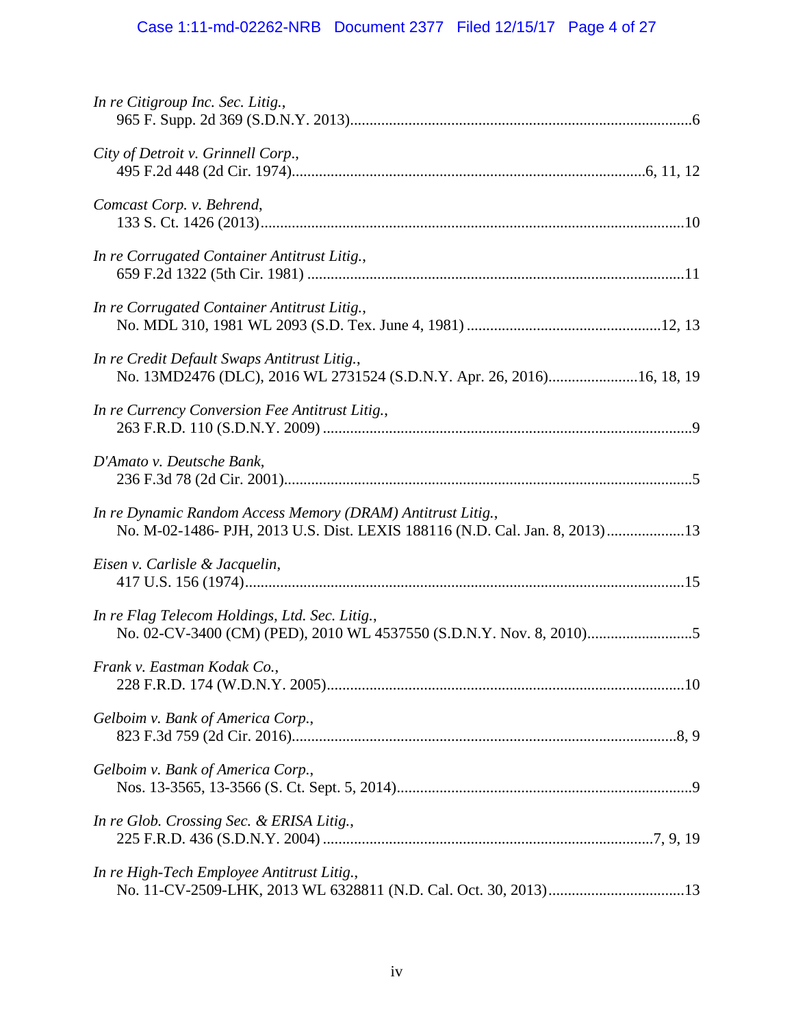*In re Citigroup Inc. Sec. Litig.*,
965 F. Supp. 2d 369 (S.D.N.Y. 2013)........................................................................................6

*City of Detroit v. Grinnell Corp.*,
495 F.2d 448 (2d Cir. 1974)..........................................................................................6, 11, 12

*Comcast Corp. v. Behrend*,
133 S. Ct. 1426 (2013)............................................................................................................10

*In re Corrugated Container Antitrust Litig.*,
659 F.2d 1322 (5th Cir. 1981) .................................................................................................11

*In re Corrugated Container Antitrust Litig.*,
No. MDL 310, 1981 WL 2093 (S.D. Tex. June 4, 1981) ..................................................12, 13

*In re Credit Default Swaps Antitrust Litig.*,
No. 13MD2476 (DLC), 2016 WL 2731524 (S.D.N.Y. Apr. 26, 2016).......................16, 18, 19

*In re Currency Conversion Fee Antitrust Litig.*,
263 F.R.D. 110 (S.D.N.Y. 2009) ...............................................................................................9

*D'Amato v. Deutsche Bank*,
236 F.3d 78 (2d Cir. 2001)........................................................................................................5

*In re Dynamic Random Access Memory (DRAM) Antitrust Litig.*,
No. M-02-1486- PJH, 2013 U.S. Dist. LEXIS 188116 (N.D. Cal. Jan. 8, 2013)....................13

*Eisen v. Carlisle & Jacquelin*,
417 U.S. 156 (1974)................................................................................................................15

*In re Flag Telecom Holdings, Ltd. Sec. Litig.*,
No. 02-CV-3400 (CM) (PED), 2010 WL 4537550 (S.D.N.Y. Nov. 8, 2010)...........................5

*Frank v. Eastman Kodak Co.*,
228 F.R.D. 174 (W.D.N.Y. 2005)............................................................................................10

*Gelboim v. Bank of America Corp.*,
823 F.3d 759 (2d Cir. 2016)..................................................................................................8, 9

*Gelboim v. Bank of America Corp.*,
Nos. 13-3565, 13-3566 (S. Ct. Sept. 5, 2014)............................................................................9

*In re Glob. Crossing Sec. & ERISA Litig.*,
225 F.R.D. 436 (S.D.N.Y. 2004) ....................................................................................7, 9, 19

*In re High-Tech Employee Antitrust Litig.*,
No. 11-CV-2509-LHK, 2013 WL 6328811 (N.D. Cal. Oct. 30, 2013)...................................13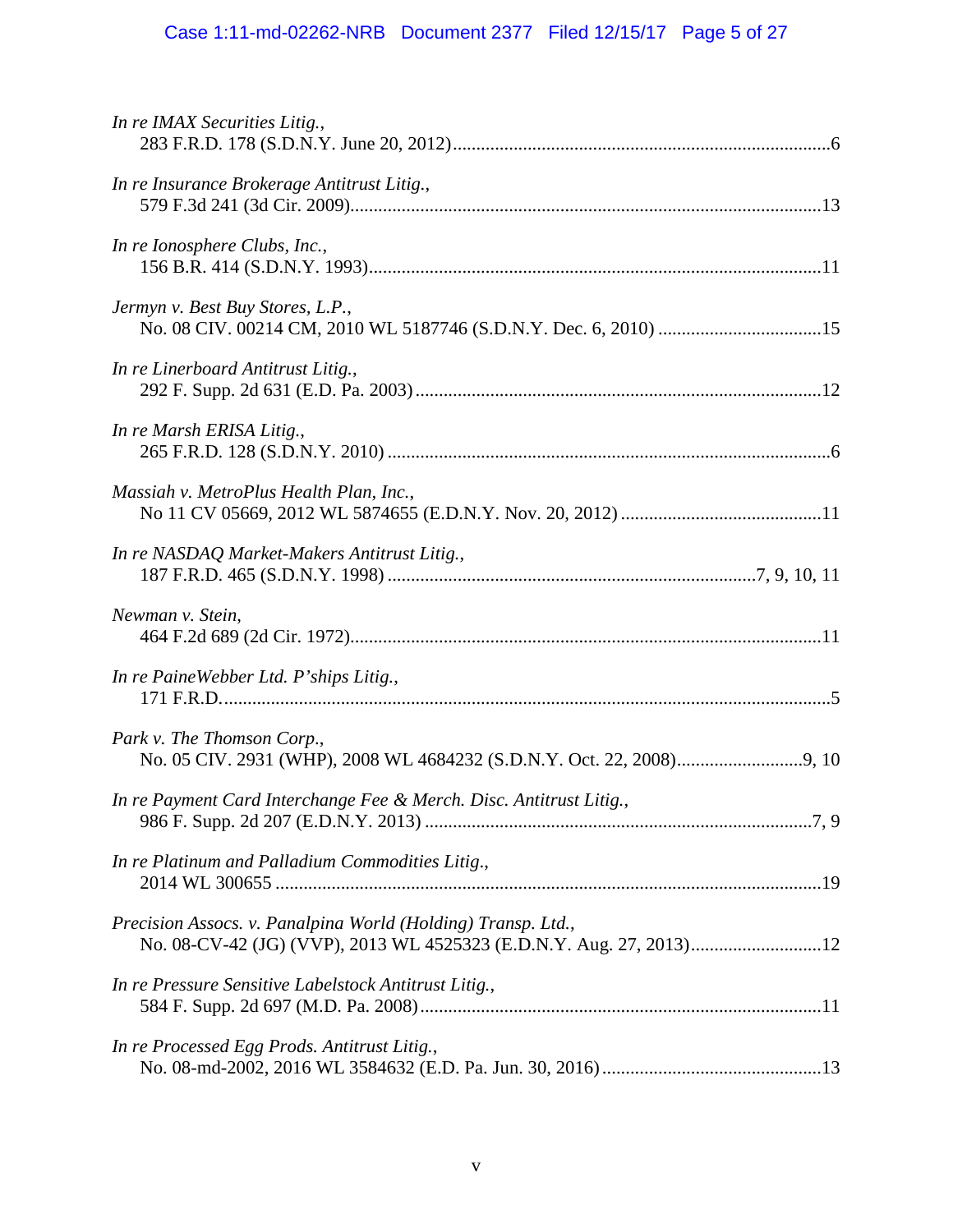*In re IMAX Securities Litig.*,
283 F.R.D. 178 (S.D.N.Y. June 20, 2012)....................................................................................6

*In re Insurance Brokerage Antitrust Litig.*,
579 F.3d 241 (3d Cir. 2009)...........................................................................................................13

*In re Ionosphere Clubs, Inc.*,
156 B.R. 414 (S.D.N.Y. 1993)........................................................................................................11

*Jermyn v. Best Buy Stores, L.P.*,
No. 08 CIV. 00214 CM, 2010 WL 5187746 (S.D.N.Y. Dec. 6, 2010) ...................................15

*In re Linerboard Antitrust Litig.*,
292 F. Supp. 2d 631 (E.D. Pa. 2003) ..........................................................................................12

*In re Marsh ERISA Litig.*,
265 F.R.D. 128 (S.D.N.Y. 2010) ....................................................................................................6

*Massiah v. MetroPlus Health Plan, Inc.*,
No 11 CV 05669, 2012 WL 5874655 (E.D.N.Y. Nov. 20, 2012) ...........................................11

*In re NASDAQ Market-Makers Antitrust Litig.*,
187 F.R.D. 465 (S.D.N.Y. 1998) .................................................................................7, 9, 10, 11

*Newman v. Stein*,
464 F.2d 689 (2d Cir. 1972)...........................................................................................................11

*In re PaineWebber Ltd. P'ships Litig.*,
171 F.R.D.........................................................................................................................................5

*Park v. The Thomson Corp.*,
No. 05 CIV. 2931 (WHP), 2008 WL 4684232 (S.D.N.Y. Oct. 22, 2008)...........................9, 10

*In re Payment Card Interchange Fee & Merch. Disc. Antitrust Litig.*,
986 F. Supp. 2d 207 (E.D.N.Y. 2013) ......................................................................................7, 9

*In re Platinum and Palladium Commodities Litig.*,
2014 WL 300655 .............................................................................................................................19

*Precision Assocs. v. Panalpina World (Holding) Transp. Ltd.*,
No. 08-CV-42 (JG) (VVP), 2013 WL 4525323 (E.D.N.Y. Aug. 27, 2013)............................12

*In re Pressure Sensitive Labelstock Antitrust Litig.*,
584 F. Supp. 2d 697 (M.D. Pa. 2008).........................................................................................11

*In re Processed Egg Prods. Antitrust Litig.*,
No. 08-md-2002, 2016 WL 3584632 (E.D. Pa. Jun. 30, 2016) ...............................................13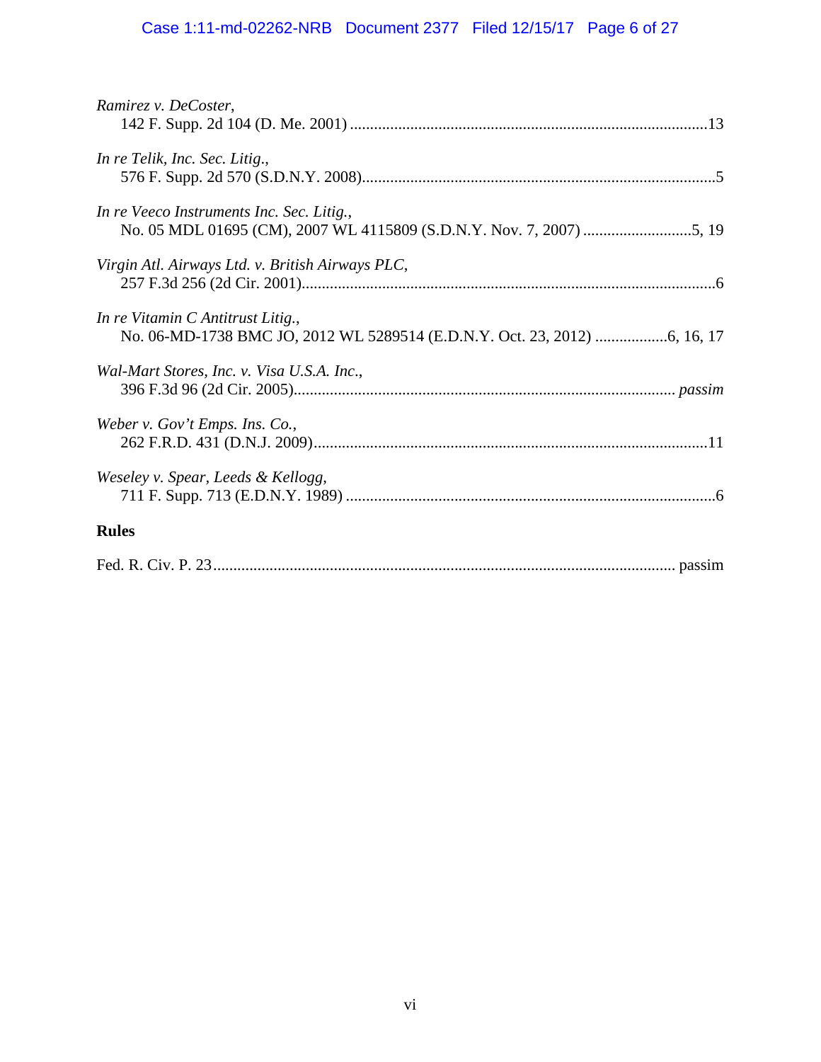*Ramirez v. DeCoster*,
142 F. Supp. 2d 104 (D. Me. 2001) ........................................................................................13

*In re Telik, Inc. Sec. Litig*.,
576 F. Supp. 2d 570 (S.D.N.Y. 2008)........................................................................................5

*In re Veeco Instruments Inc. Sec. Litig.*,
No. 05 MDL 01695 (CM), 2007 WL 4115809 (S.D.N.Y. Nov. 7, 2007) ...........................5, 19

*Virgin Atl. Airways Ltd. v. British Airways PLC*,
257 F.3d 256 (2d Cir. 2001)........................................................................................................6

*In re Vitamin C Antitrust Litig.*,
No. 06-MD-1738 BMC JO, 2012 WL 5289514 (E.D.N.Y. Oct. 23, 2012) ..................6, 16, 17

*Wal-Mart Stores, Inc. v. Visa U.S.A. Inc*.,
396 F.3d 96 (2d Cir. 2005)............................................................................................... *passim*

*Weber v. Gov't Emps. Ins. Co.*,
262 F.R.D. 431 (D.N.J. 2009)..................................................................................................11

*Weseley v. Spear, Leeds & Kellogg*,
711 F. Supp. 713 (E.D.N.Y. 1989) ............................................................................................6

**Rules**

Fed. R. Civ. P. 23.................................................................................................................. passim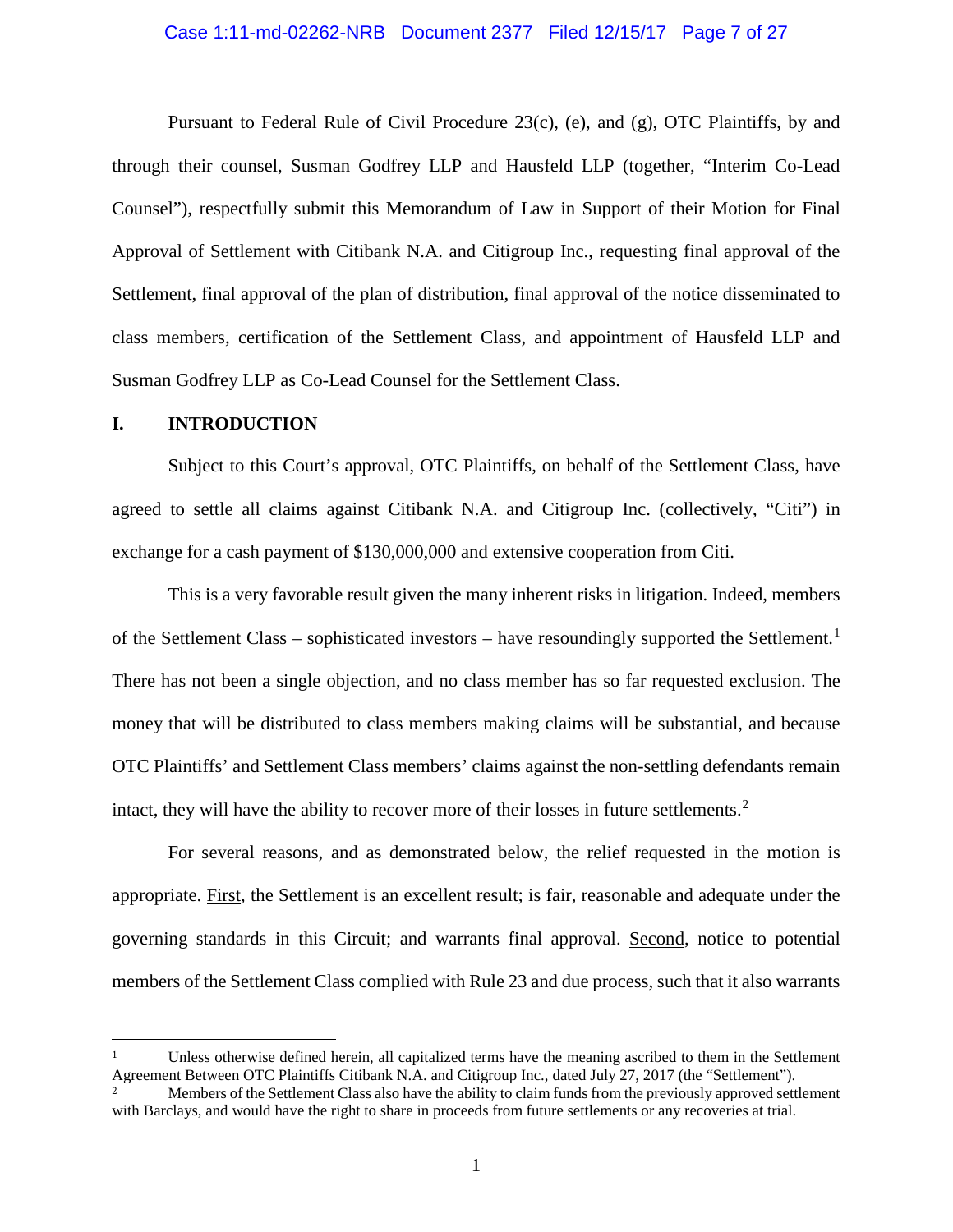Pursuant to Federal Rule of Civil Procedure 23(c), (e), and (g), OTC Plaintiffs, by and through their counsel, Susman Godfrey LLP and Hausfeld LLP (together, "Interim Co-Lead Counsel"), respectfully submit this Memorandum of Law in Support of their Motion for Final Approval of Settlement with Citibank N.A. and Citigroup Inc., requesting final approval of the Settlement, final approval of the plan of distribution, final approval of the notice disseminated to class members, certification of the Settlement Class, and appointment of Hausfeld LLP and Susman Godfrey LLP as Co-Lead Counsel for the Settlement Class.

## I. INTRODUCTION

Subject to this Court's approval, OTC Plaintiffs, on behalf of the Settlement Class, have agreed to settle all claims against Citibank N.A. and Citigroup Inc. (collectively, "Citi") in exchange for a cash payment of $130,000,000 and extensive cooperation from Citi.

This is a very favorable result given the many inherent risks in litigation. Indeed, members of the Settlement Class – sophisticated investors – have resoundingly supported the Settlement.[1] There has not been a single objection, and no class member has so far requested exclusion. The money that will be distributed to class members making claims will be substantial, and because OTC Plaintiffs' and Settlement Class members' claims against the non-settling defendants remain intact, they will have the ability to recover more of their losses in future settlements.[2]

For several reasons, and as demonstrated below, the relief requested in the motion is appropriate. First, the Settlement is an excellent result; is fair, reasonable and adequate under the governing standards in this Circuit; and warrants final approval. Second, notice to potential members of the Settlement Class complied with Rule 23 and due process, such that it also warrants

---

[1] Unless otherwise defined herein, all capitalized terms have the meaning ascribed to them in the Settlement Agreement Between OTC Plaintiffs Citibank N.A. and Citigroup Inc., dated July 27, 2017 (the "Settlement").

[2] Members of the Settlement Class also have the ability to claim funds from the previously approved settlement with Barclays, and would have the right to share in proceeds from future settlements or any recoveries at trial.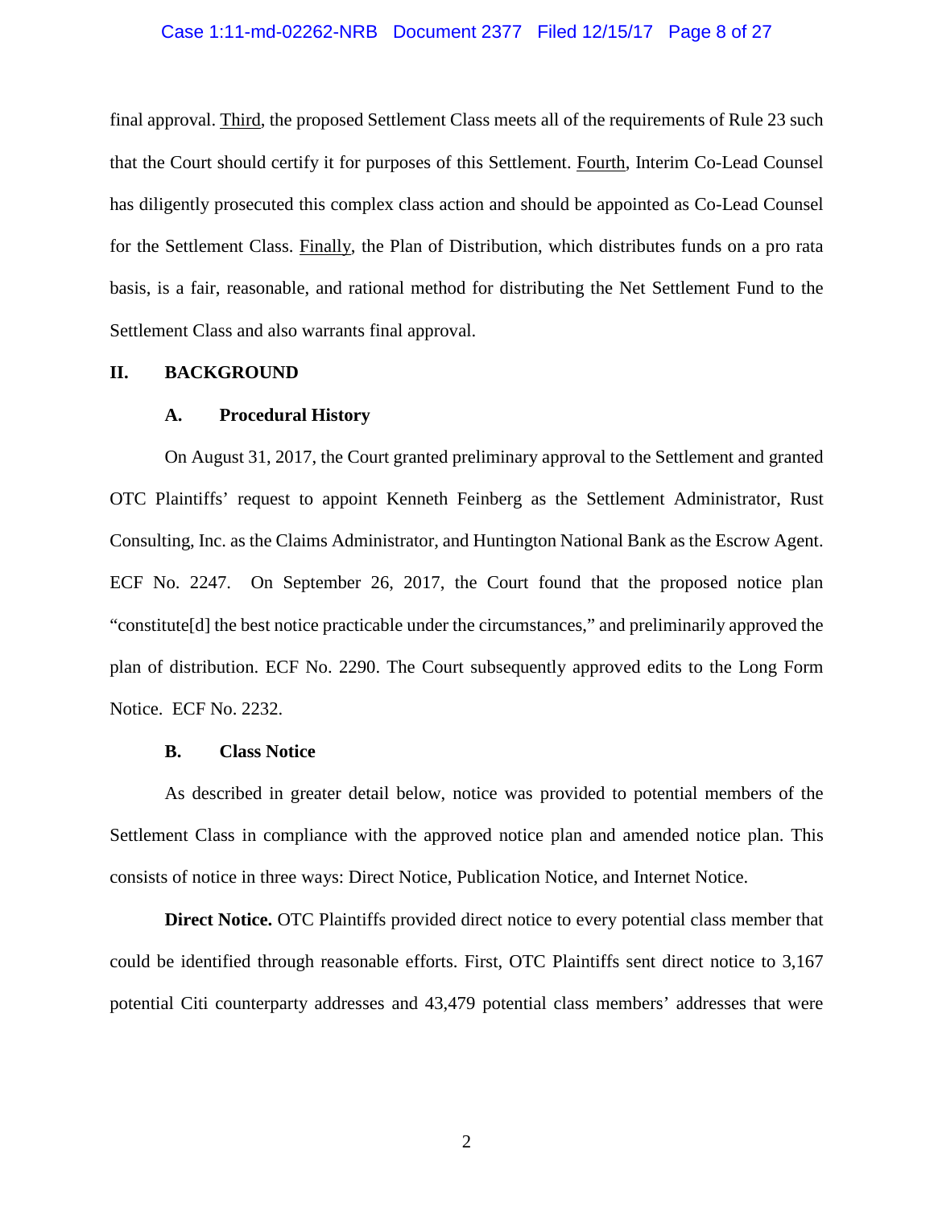final approval. Third, the proposed Settlement Class meets all of the requirements of Rule 23 such that the Court should certify it for purposes of this Settlement. Fourth, Interim Co-Lead Counsel has diligently prosecuted this complex class action and should be appointed as Co-Lead Counsel for the Settlement Class. Finally, the Plan of Distribution, which distributes funds on a pro rata basis, is a fair, reasonable, and rational method for distributing the Net Settlement Fund to the Settlement Class and also warrants final approval.

## II. BACKGROUND

### A. Procedural History

On August 31, 2017, the Court granted preliminary approval to the Settlement and granted OTC Plaintiffs' request to appoint Kenneth Feinberg as the Settlement Administrator, Rust Consulting, Inc. as the Claims Administrator, and Huntington National Bank as the Escrow Agent. ECF No. 2247. On September 26, 2017, the Court found that the proposed notice plan "constitute[d] the best notice practicable under the circumstances," and preliminarily approved the plan of distribution. ECF No. 2290. The Court subsequently approved edits to the Long Form Notice. ECF No. 2232.

### B. Class Notice

As described in greater detail below, notice was provided to potential members of the Settlement Class in compliance with the approved notice plan and amended notice plan. This consists of notice in three ways: Direct Notice, Publication Notice, and Internet Notice.

**Direct Notice.** OTC Plaintiffs provided direct notice to every potential class member that could be identified through reasonable efforts. First, OTC Plaintiffs sent direct notice to 3,167 potential Citi counterparty addresses and 43,479 potential class members' addresses that were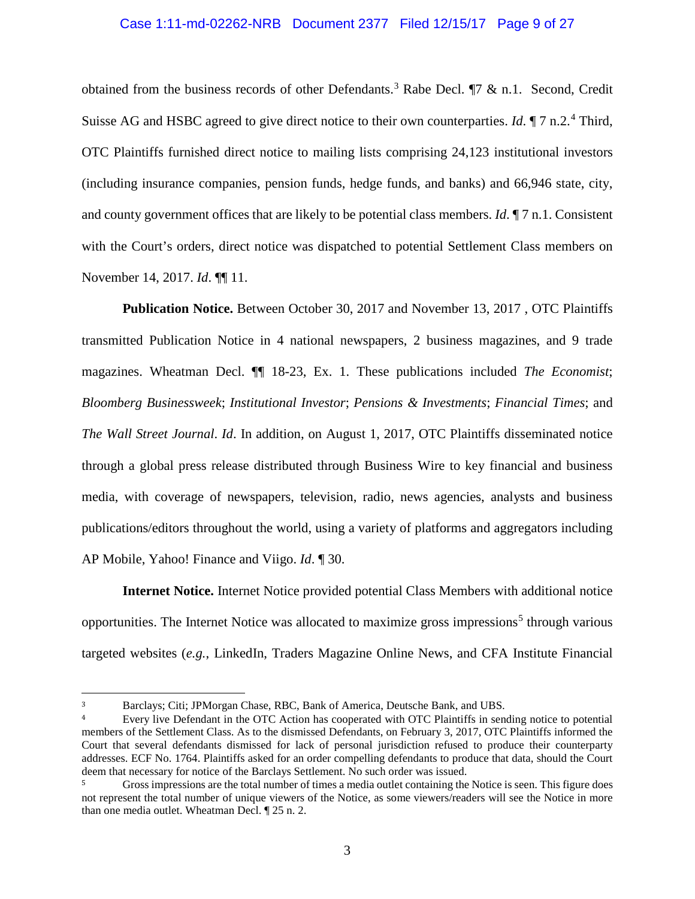obtained from the business records of other Defendants.[3] Rabe Decl. ¶7 & n.1. Second, Credit Suisse AG and HSBC agreed to give direct notice to their own counterparties. *Id*. ¶ 7 n.2.[4] Third, OTC Plaintiffs furnished direct notice to mailing lists comprising 24,123 institutional investors (including insurance companies, pension funds, hedge funds, and banks) and 66,946 state, city, and county government offices that are likely to be potential class members. *Id*. ¶ 7 n.1. Consistent with the Court's orders, direct notice was dispatched to potential Settlement Class members on November 14, 2017. *Id*. ¶¶ 11.

**Publication Notice.** Between October 30, 2017 and November 13, 2017 , OTC Plaintiffs transmitted Publication Notice in 4 national newspapers, 2 business magazines, and 9 trade magazines. Wheatman Decl. ¶¶ 18-23, Ex. 1. These publications included *The Economist*; *Bloomberg Businessweek*; *Institutional Investor*; *Pensions & Investments*; *Financial Times*; and *The Wall Street Journal*. *Id*. In addition, on August 1, 2017, OTC Plaintiffs disseminated notice through a global press release distributed through Business Wire to key financial and business media, with coverage of newspapers, television, radio, news agencies, analysts and business publications/editors throughout the world, using a variety of platforms and aggregators including AP Mobile, Yahoo! Finance and Viigo. *Id*. ¶ 30.

**Internet Notice.** Internet Notice provided potential Class Members with additional notice opportunities. The Internet Notice was allocated to maximize gross impressions[5] through various targeted websites (*e.g.*, LinkedIn, Traders Magazine Online News, and CFA Institute Financial

---

[3] Barclays; Citi; JPMorgan Chase, RBC, Bank of America, Deutsche Bank, and UBS.

[4] Every live Defendant in the OTC Action has cooperated with OTC Plaintiffs in sending notice to potential members of the Settlement Class. As to the dismissed Defendants, on February 3, 2017, OTC Plaintiffs informed the Court that several defendants dismissed for lack of personal jurisdiction refused to produce their counterparty addresses. ECF No. 1764. Plaintiffs asked for an order compelling defendants to produce that data, should the Court deem that necessary for notice of the Barclays Settlement. No such order was issued.

[5] Gross impressions are the total number of times a media outlet containing the Notice is seen. This figure does not represent the total number of unique viewers of the Notice, as some viewers/readers will see the Notice in more than one media outlet. Wheatman Decl. ¶ 25 n. 2.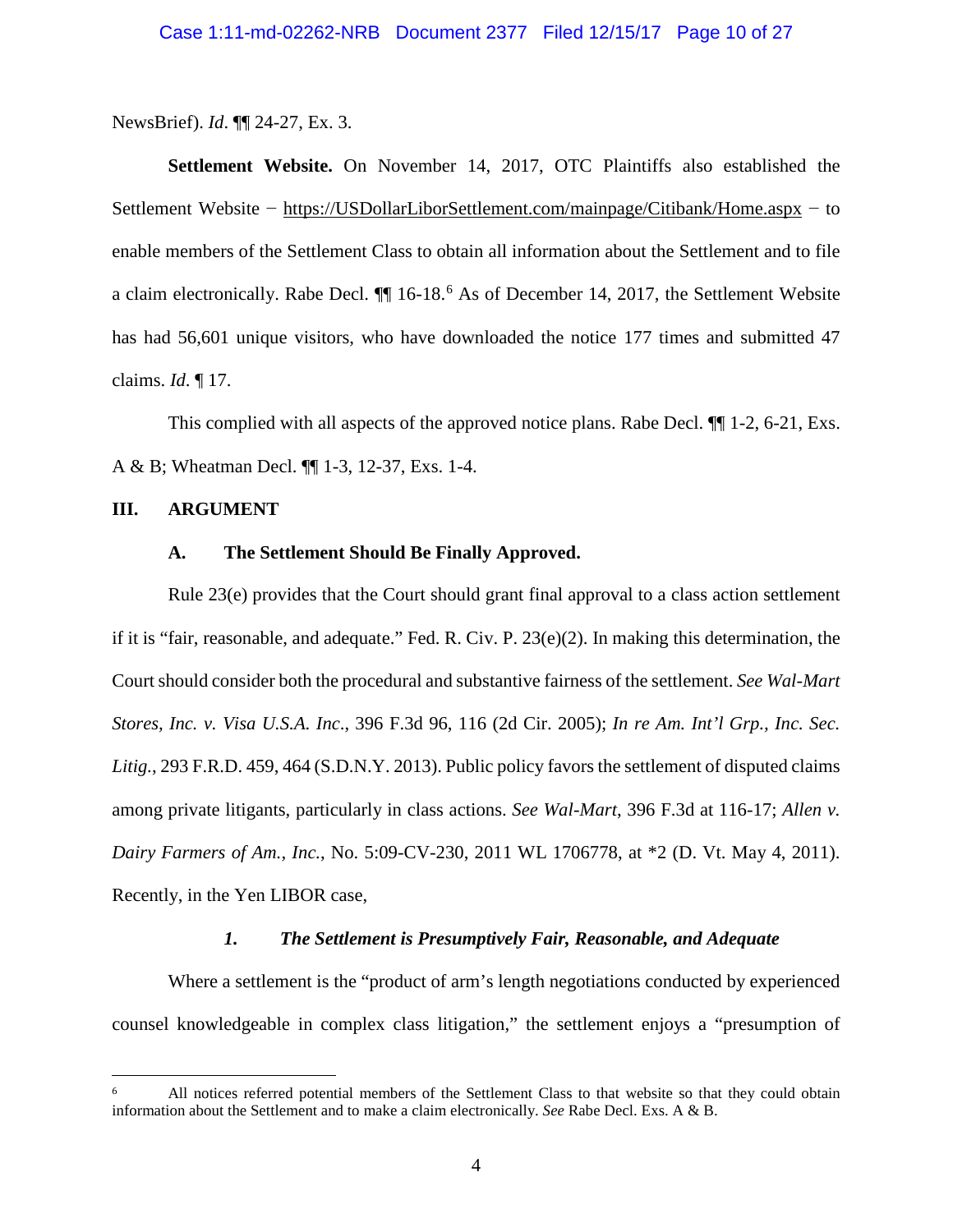NewsBrief). *Id*. ¶¶ 24-27, Ex. 3.

**Settlement Website.** On November 14, 2017, OTC Plaintiffs also established the Settlement Website − https://USDollarLiborSettlement.com/mainpage/Citibank/Home.aspx − to enable members of the Settlement Class to obtain all information about the Settlement and to file a claim electronically. Rabe Decl. ¶¶ 16-18.[6] As of December 14, 2017, the Settlement Website has had 56,601 unique visitors, who have downloaded the notice 177 times and submitted 47 claims. *Id.* ¶ 17.

This complied with all aspects of the approved notice plans. Rabe Decl. ¶¶ 1-2, 6-21, Exs. A & B; Wheatman Decl. ¶¶ 1-3, 12-37, Exs. 1-4.

## III. ARGUMENT

### A. The Settlement Should Be Finally Approved.

Rule 23(e) provides that the Court should grant final approval to a class action settlement if it is "fair, reasonable, and adequate." Fed. R. Civ. P. 23(e)(2). In making this determination, the Court should consider both the procedural and substantive fairness of the settlement. *See Wal-Mart Stores, Inc. v. Visa U.S.A. Inc*., 396 F.3d 96, 116 (2d Cir. 2005); *In re Am. Int'l Grp., Inc. Sec. Litig.*, 293 F.R.D. 459, 464 (S.D.N.Y. 2013). Public policy favors the settlement of disputed claims among private litigants, particularly in class actions. *See Wal-Mart*, 396 F.3d at 116-17; *Allen v. Dairy Farmers of Am., Inc.*, No. 5:09-CV-230, 2011 WL 1706778, at \*2 (D. Vt. May 4, 2011). Recently, in the Yen LIBOR case,

#### *1. The Settlement is Presumptively Fair, Reasonable, and Adequate*

Where a settlement is the "product of arm's length negotiations conducted by experienced counsel knowledgeable in complex class litigation," the settlement enjoys a "presumption of

---

[6] All notices referred potential members of the Settlement Class to that website so that they could obtain information about the Settlement and to make a claim electronically. *See* Rabe Decl. Exs. A & B.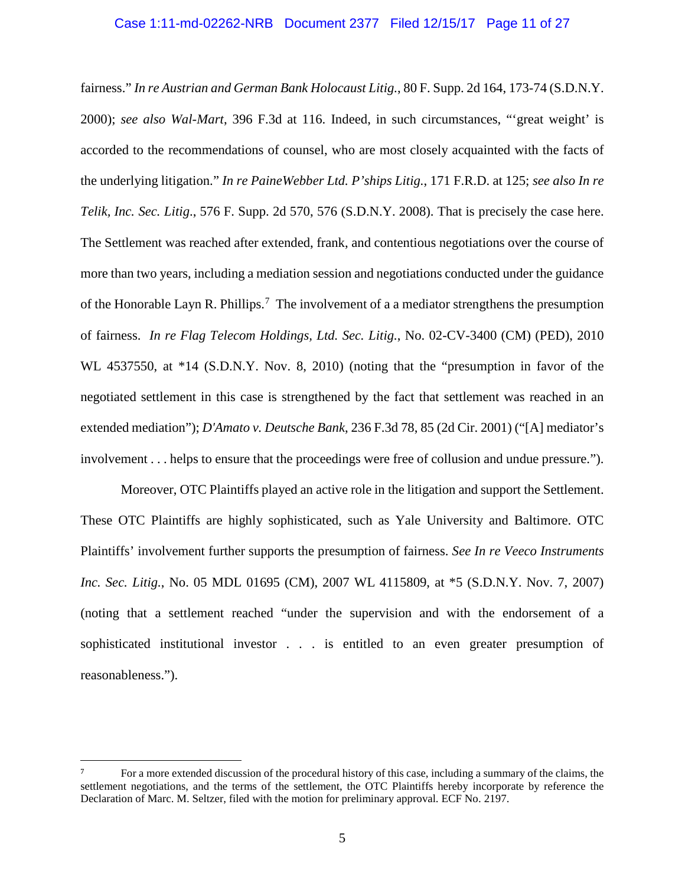fairness." *In re Austrian and German Bank Holocaust Litig.*, 80 F. Supp. 2d 164, 173-74 (S.D.N.Y. 2000); *see also Wal-Mart*, 396 F.3d at 116. Indeed, in such circumstances, "'great weight' is accorded to the recommendations of counsel, who are most closely acquainted with the facts of the underlying litigation." *In re PaineWebber Ltd. P'ships Litig.*, 171 F.R.D. at 125; *see also In re Telik, Inc. Sec. Litig*., 576 F. Supp. 2d 570, 576 (S.D.N.Y. 2008). That is precisely the case here. The Settlement was reached after extended, frank, and contentious negotiations over the course of more than two years, including a mediation session and negotiations conducted under the guidance of the Honorable Layn R. Phillips.[7] The involvement of a a mediator strengthens the presumption of fairness. *In re Flag Telecom Holdings, Ltd. Sec. Litig.*, No. 02-CV-3400 (CM) (PED), 2010 WL 4537550, at *14 (S.D.N.Y. Nov. 8, 2010) (noting that the "presumption in favor of the negotiated settlement in this case is strengthened by the fact that settlement was reached in an extended mediation"); *D'Amato v. Deutsche Bank*, 236 F.3d 78, 85 (2d Cir. 2001) ("[A] mediator's involvement . . . helps to ensure that the proceedings were free of collusion and undue pressure.").

Moreover, OTC Plaintiffs played an active role in the litigation and support the Settlement. These OTC Plaintiffs are highly sophisticated, such as Yale University and Baltimore. OTC Plaintiffs' involvement further supports the presumption of fairness. *See In re Veeco Instruments Inc. Sec. Litig.*, No. 05 MDL 01695 (CM), 2007 WL 4115809, at *5 (S.D.N.Y. Nov. 7, 2007) (noting that a settlement reached "under the supervision and with the endorsement of a sophisticated institutional investor . . . is entitled to an even greater presumption of reasonableness.").

---

[7] For a more extended discussion of the procedural history of this case, including a summary of the claims, the settlement negotiations, and the terms of the settlement, the OTC Plaintiffs hereby incorporate by reference the Declaration of Marc. M. Seltzer, filed with the motion for preliminary approval. ECF No. 2197.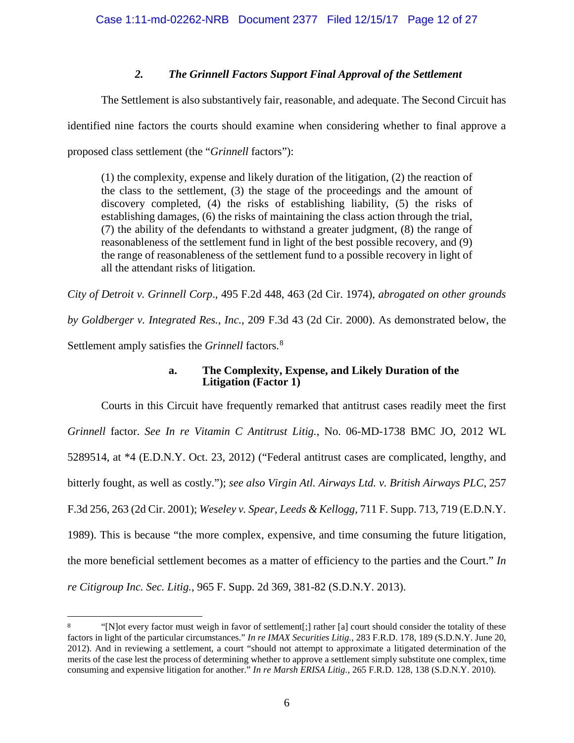### *2. The Grinnell Factors Support Final Approval of the Settlement*

The Settlement is also substantively fair, reasonable, and adequate. The Second Circuit has identified nine factors the courts should examine when considering whether to final approve a proposed class settlement (the "*Grinnell* factors"):

> (1) the complexity, expense and likely duration of the litigation, (2) the reaction of the class to the settlement, (3) the stage of the proceedings and the amount of discovery completed, (4) the risks of establishing liability, (5) the risks of establishing damages, (6) the risks of maintaining the class action through the trial, (7) the ability of the defendants to withstand a greater judgment, (8) the range of reasonableness of the settlement fund in light of the best possible recovery, and (9) the range of reasonableness of the settlement fund to a possible recovery in light of all the attendant risks of litigation.

*City of Detroit v. Grinnell Corp*., 495 F.2d 448, 463 (2d Cir. 1974), *abrogated on other grounds by Goldberger v. Integrated Res., Inc.*, 209 F.3d 43 (2d Cir. 2000). As demonstrated below, the Settlement amply satisfies the *Grinnell* factors.[8]

#### a. The Complexity, Expense, and Likely Duration of the Litigation (Factor 1)

Courts in this Circuit have frequently remarked that antitrust cases readily meet the first *Grinnell* factor. *See In re Vitamin C Antitrust Litig.*, No. 06-MD-1738 BMC JO, 2012 WL 5289514, at *4 (E.D.N.Y. Oct. 23, 2012) ("Federal antitrust cases are complicated, lengthy, and bitterly fought, as well as costly."); *see also Virgin Atl. Airways Ltd. v. British Airways PLC*, 257 F.3d 256, 263 (2d Cir. 2001); *Weseley v. Spear, Leeds & Kellogg*, 711 F. Supp. 713, 719 (E.D.N.Y. 1989). This is because "the more complex, expensive, and time consuming the future litigation, the more beneficial settlement becomes as a matter of efficiency to the parties and the Court." *In re Citigroup Inc. Sec. Litig.*, 965 F. Supp. 2d 369, 381-82 (S.D.N.Y. 2013).

---

[8] "[N]ot every factor must weigh in favor of settlement[;] rather [a] court should consider the totality of these factors in light of the particular circumstances." *In re IMAX Securities Litig.*, 283 F.R.D. 178, 189 (S.D.N.Y. June 20, 2012). And in reviewing a settlement, a court "should not attempt to approximate a litigated determination of the merits of the case lest the process of determining whether to approve a settlement simply substitute one complex, time consuming and expensive litigation for another." *In re Marsh ERISA Litig.*, 265 F.R.D. 128, 138 (S.D.N.Y. 2010).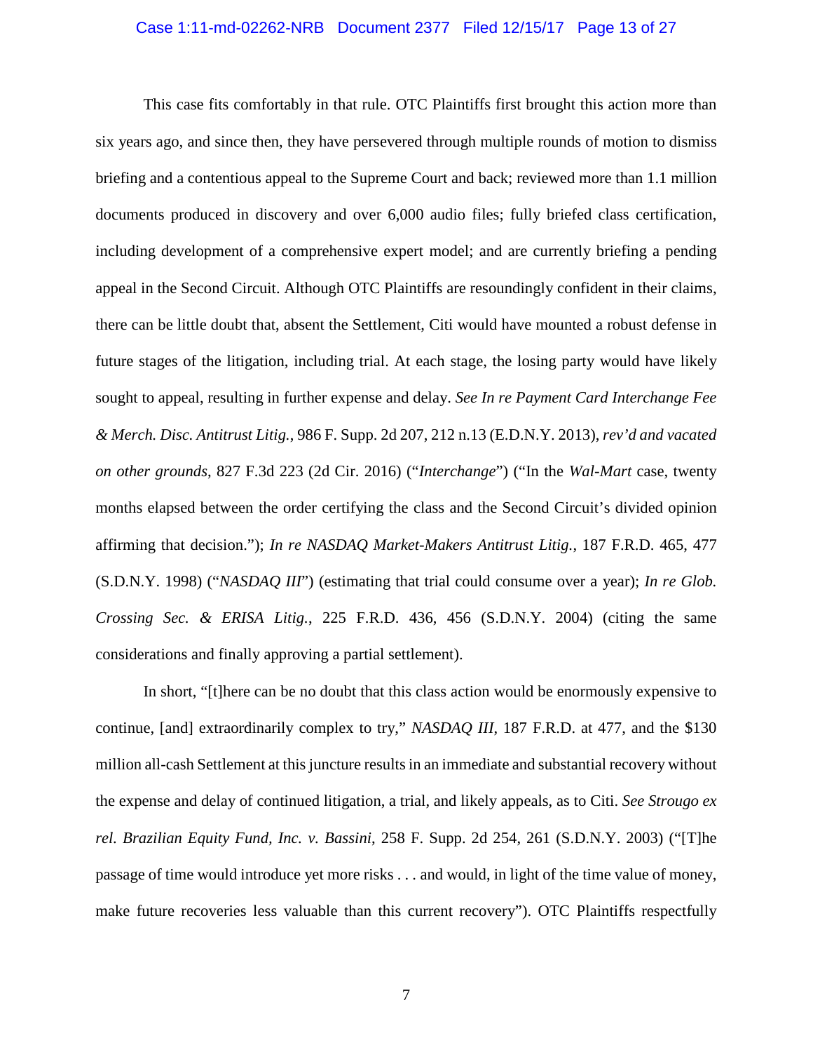This case fits comfortably in that rule. OTC Plaintiffs first brought this action more than six years ago, and since then, they have persevered through multiple rounds of motion to dismiss briefing and a contentious appeal to the Supreme Court and back; reviewed more than 1.1 million documents produced in discovery and over 6,000 audio files; fully briefed class certification, including development of a comprehensive expert model; and are currently briefing a pending appeal in the Second Circuit. Although OTC Plaintiffs are resoundingly confident in their claims, there can be little doubt that, absent the Settlement, Citi would have mounted a robust defense in future stages of the litigation, including trial. At each stage, the losing party would have likely sought to appeal, resulting in further expense and delay. *See In re Payment Card Interchange Fee & Merch. Disc. Antitrust Litig.*, 986 F. Supp. 2d 207, 212 n.13 (E.D.N.Y. 2013), *rev'd and vacated on other grounds*, 827 F.3d 223 (2d Cir. 2016) ("*Interchange*") ("In the *Wal-Mart* case, twenty months elapsed between the order certifying the class and the Second Circuit's divided opinion affirming that decision."); *In re NASDAQ Market-Makers Antitrust Litig.*, 187 F.R.D. 465, 477 (S.D.N.Y. 1998) ("*NASDAQ III*") (estimating that trial could consume over a year); *In re Glob. Crossing Sec. & ERISA Litig.*, 225 F.R.D. 436, 456 (S.D.N.Y. 2004) (citing the same considerations and finally approving a partial settlement).

In short, "[t]here can be no doubt that this class action would be enormously expensive to continue, [and] extraordinarily complex to try," *NASDAQ III*, 187 F.R.D. at 477, and the $130 million all-cash Settlement at this juncture results in an immediate and substantial recovery without the expense and delay of continued litigation, a trial, and likely appeals, as to Citi. *See Strougo ex rel. Brazilian Equity Fund, Inc. v. Bassini*, 258 F. Supp. 2d 254, 261 (S.D.N.Y. 2003) ("[T]he passage of time would introduce yet more risks . . . and would, in light of the time value of money, make future recoveries less valuable than this current recovery"). OTC Plaintiffs respectfully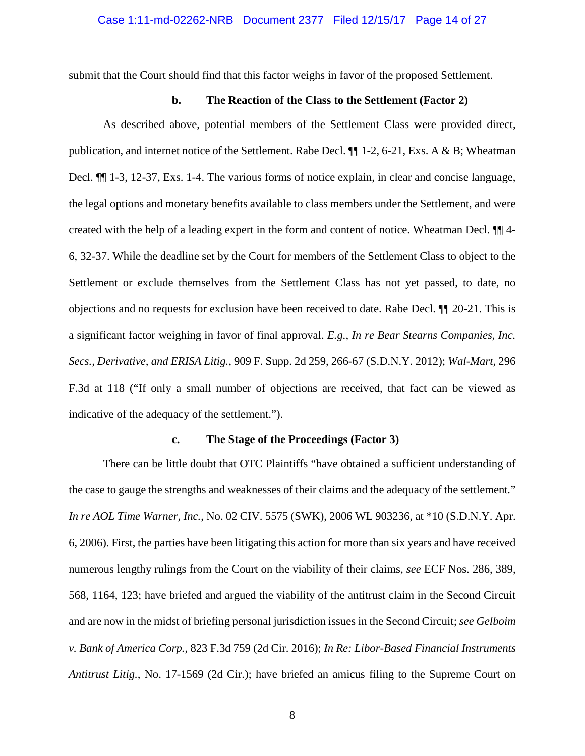submit that the Court should find that this factor weighs in favor of the proposed Settlement.

#### b. The Reaction of the Class to the Settlement (Factor 2)

As described above, potential members of the Settlement Class were provided direct, publication, and internet notice of the Settlement. Rabe Decl. ¶¶ 1-2, 6-21, Exs. A & B; Wheatman Decl. ¶¶ 1-3, 12-37, Exs. 1-4. The various forms of notice explain, in clear and concise language, the legal options and monetary benefits available to class members under the Settlement, and were created with the help of a leading expert in the form and content of notice. Wheatman Decl. ¶¶ 4-6, 32-37. While the deadline set by the Court for members of the Settlement Class to object to the Settlement or exclude themselves from the Settlement Class has not yet passed, to date, no objections and no requests for exclusion have been received to date. Rabe Decl. ¶¶ 20-21. This is a significant factor weighing in favor of final approval. *E.g.*, *In re Bear Stearns Companies, Inc. Secs., Derivative, and ERISA Litig.*, 909 F. Supp. 2d 259, 266-67 (S.D.N.Y. 2012); *Wal-Mart*, 296 F.3d at 118 ("If only a small number of objections are received, that fact can be viewed as indicative of the adequacy of the settlement.").

#### c. The Stage of the Proceedings (Factor 3)

There can be little doubt that OTC Plaintiffs "have obtained a sufficient understanding of the case to gauge the strengths and weaknesses of their claims and the adequacy of the settlement." *In re AOL Time Warner, Inc.*, No. 02 CIV. 5575 (SWK), 2006 WL 903236, at *10 (S.D.N.Y. Apr. 6, 2006). First, the parties have been litigating this action for more than six years and have received numerous lengthy rulings from the Court on the viability of their claims, *see* ECF Nos. 286, 389, 568, 1164, 123; have briefed and argued the viability of the antitrust claim in the Second Circuit and are now in the midst of briefing personal jurisdiction issues in the Second Circuit; *see Gelboim v. Bank of America Corp.*, 823 F.3d 759 (2d Cir. 2016); *In Re: Libor-Based Financial Instruments Antitrust Litig.*, No. 17-1569 (2d Cir.); have briefed an amicus filing to the Supreme Court on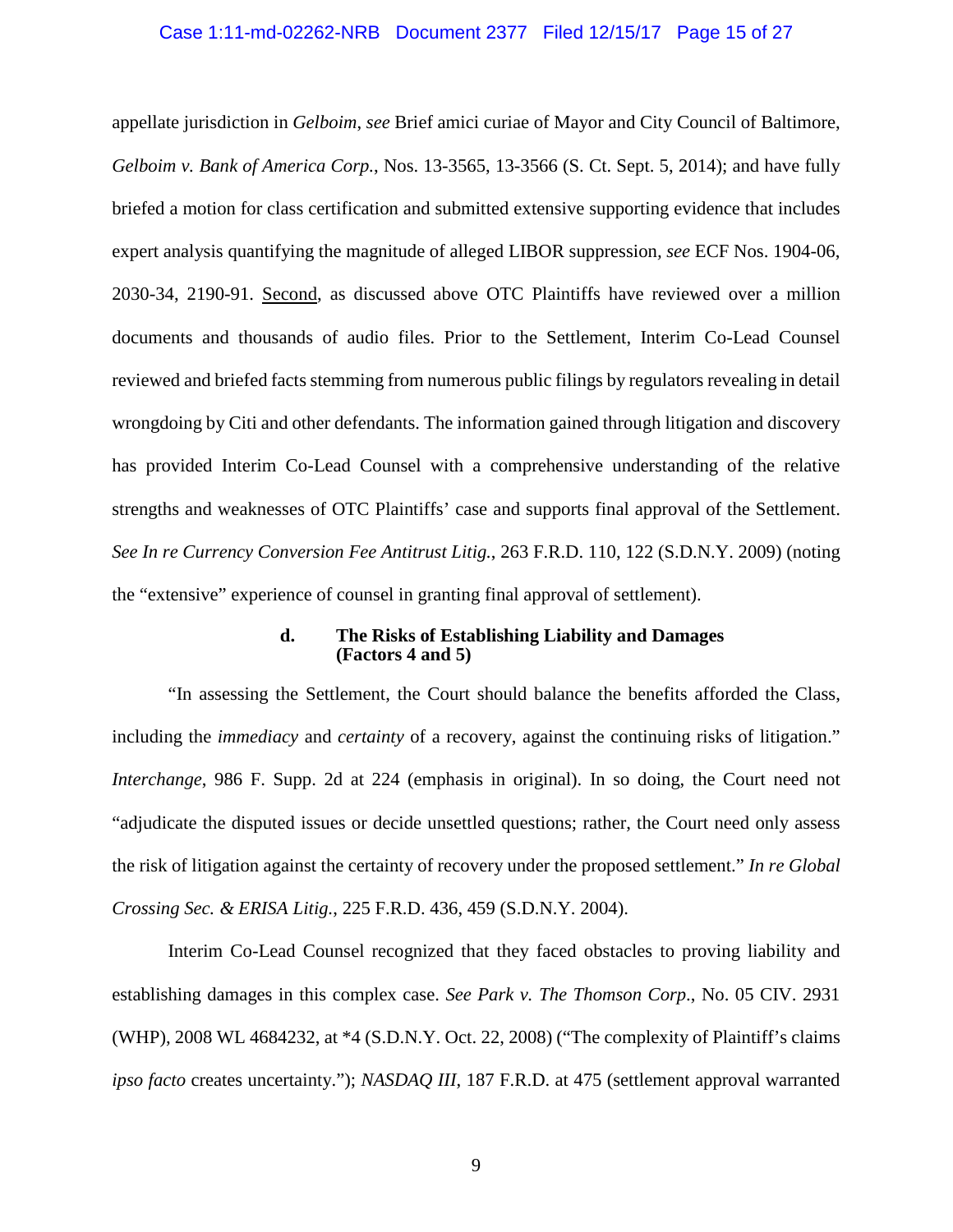appellate jurisdiction in *Gelboim*, *see* Brief amici curiae of Mayor and City Council of Baltimore, *Gelboim v. Bank of America Corp.*, Nos. 13-3565, 13-3566 (S. Ct. Sept. 5, 2014); and have fully briefed a motion for class certification and submitted extensive supporting evidence that includes expert analysis quantifying the magnitude of alleged LIBOR suppression, *see* ECF Nos. 1904-06, 2030-34, 2190-91. Second, as discussed above OTC Plaintiffs have reviewed over a million documents and thousands of audio files. Prior to the Settlement, Interim Co-Lead Counsel reviewed and briefed facts stemming from numerous public filings by regulators revealing in detail wrongdoing by Citi and other defendants. The information gained through litigation and discovery has provided Interim Co-Lead Counsel with a comprehensive understanding of the relative strengths and weaknesses of OTC Plaintiffs' case and supports final approval of the Settlement. *See In re Currency Conversion Fee Antitrust Litig.*, 263 F.R.D. 110, 122 (S.D.N.Y. 2009) (noting the "extensive" experience of counsel in granting final approval of settlement).

#### d. The Risks of Establishing Liability and Damages (Factors 4 and 5)

"In assessing the Settlement, the Court should balance the benefits afforded the Class, including the *immediacy* and *certainty* of a recovery, against the continuing risks of litigation." *Interchange*, 986 F. Supp. 2d at 224 (emphasis in original). In so doing, the Court need not "adjudicate the disputed issues or decide unsettled questions; rather, the Court need only assess the risk of litigation against the certainty of recovery under the proposed settlement." *In re Global Crossing Sec. & ERISA Litig.*, 225 F.R.D. 436, 459 (S.D.N.Y. 2004).

Interim Co-Lead Counsel recognized that they faced obstacles to proving liability and establishing damages in this complex case. *See Park v. The Thomson Corp*., No. 05 CIV. 2931 (WHP), 2008 WL 4684232, at *4 (S.D.N.Y. Oct. 22, 2008) ("The complexity of Plaintiff's claims *ipso facto* creates uncertainty."); *NASDAQ III*, 187 F.R.D. at 475 (settlement approval warranted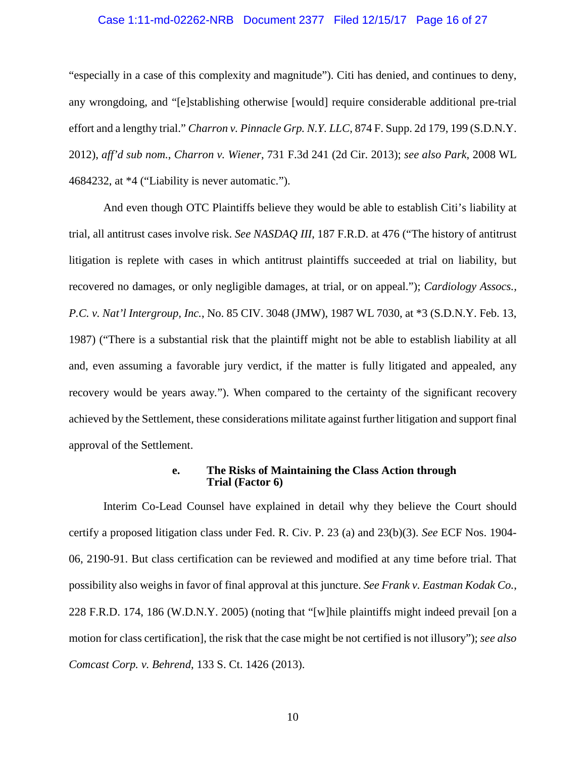"especially in a case of this complexity and magnitude"). Citi has denied, and continues to deny, any wrongdoing, and "[e]stablishing otherwise [would] require considerable additional pre-trial effort and a lengthy trial." *Charron v. Pinnacle Grp. N.Y. LLC*, 874 F. Supp. 2d 179, 199 (S.D.N.Y. 2012), *aff'd sub nom.*, *Charron v. Wiener*, 731 F.3d 241 (2d Cir. 2013); *see also Park*, 2008 WL 4684232, at *4 ("Liability is never automatic.").

And even though OTC Plaintiffs believe they would be able to establish Citi's liability at trial, all antitrust cases involve risk. *See NASDAQ III*, 187 F.R.D. at 476 ("The history of antitrust litigation is replete with cases in which antitrust plaintiffs succeeded at trial on liability, but recovered no damages, or only negligible damages, at trial, or on appeal."); *Cardiology Assocs., P.C. v. Nat'l Intergroup, Inc.*, No. 85 CIV. 3048 (JMW), 1987 WL 7030, at *3 (S.D.N.Y. Feb. 13, 1987) ("There is a substantial risk that the plaintiff might not be able to establish liability at all and, even assuming a favorable jury verdict, if the matter is fully litigated and appealed, any recovery would be years away."). When compared to the certainty of the significant recovery achieved by the Settlement, these considerations militate against further litigation and support final approval of the Settlement.

#### e. The Risks of Maintaining the Class Action through Trial (Factor 6)

Interim Co-Lead Counsel have explained in detail why they believe the Court should certify a proposed litigation class under Fed. R. Civ. P. 23 (a) and 23(b)(3). *See* ECF Nos. 1904-06, 2190-91. But class certification can be reviewed and modified at any time before trial. That possibility also weighs in favor of final approval at this juncture. *See Frank v. Eastman Kodak Co.*, 228 F.R.D. 174, 186 (W.D.N.Y. 2005) (noting that "[w]hile plaintiffs might indeed prevail [on a motion for class certification], the risk that the case might be not certified is not illusory"); *see also Comcast Corp. v. Behrend*, 133 S. Ct. 1426 (2013).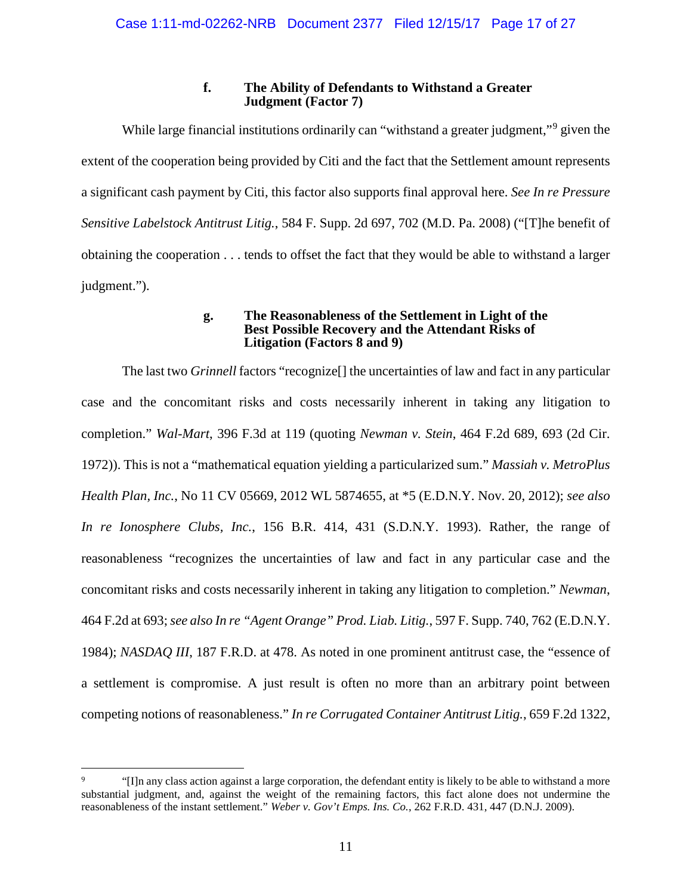#### f. The Ability of Defendants to Withstand a Greater Judgment (Factor 7)

While large financial institutions ordinarily can "withstand a greater judgment,"[9] given the extent of the cooperation being provided by Citi and the fact that the Settlement amount represents a significant cash payment by Citi, this factor also supports final approval here. *See In re Pressure Sensitive Labelstock Antitrust Litig.*, 584 F. Supp. 2d 697, 702 (M.D. Pa. 2008) ("[T]he benefit of obtaining the cooperation . . . tends to offset the fact that they would be able to withstand a larger judgment.").

#### g. The Reasonableness of the Settlement in Light of the Best Possible Recovery and the Attendant Risks of Litigation (Factors 8 and 9)

The last two *Grinnell* factors "recognize[] the uncertainties of law and fact in any particular case and the concomitant risks and costs necessarily inherent in taking any litigation to completion." *Wal-Mart*, 396 F.3d at 119 (quoting *Newman v. Stein*, 464 F.2d 689, 693 (2d Cir. 1972)). This is not a "mathematical equation yielding a particularized sum." *Massiah v. MetroPlus Health Plan, Inc.*, No 11 CV 05669, 2012 WL 5874655, at *5 (E.D.N.Y. Nov. 20, 2012); *see also In re Ionosphere Clubs, Inc.*, 156 B.R. 414, 431 (S.D.N.Y. 1993). Rather, the range of reasonableness "recognizes the uncertainties of law and fact in any particular case and the concomitant risks and costs necessarily inherent in taking any litigation to completion." *Newman*, 464 F.2d at 693; *see also In re "Agent Orange" Prod. Liab. Litig.*, 597 F. Supp. 740, 762 (E.D.N.Y. 1984); *NASDAQ III*, 187 F.R.D. at 478. As noted in one prominent antitrust case, the "essence of a settlement is compromise. A just result is often no more than an arbitrary point between competing notions of reasonableness." *In re Corrugated Container Antitrust Litig.*, 659 F.2d 1322,

---

[9] "[I]n any class action against a large corporation, the defendant entity is likely to be able to withstand a more substantial judgment, and, against the weight of the remaining factors, this fact alone does not undermine the reasonableness of the instant settlement." *Weber v. Gov't Emps. Ins. Co.*, 262 F.R.D. 431, 447 (D.N.J. 2009).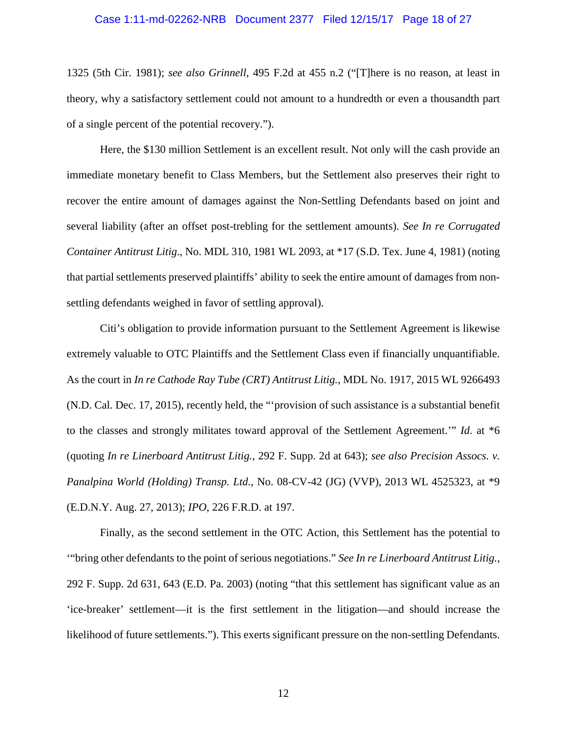1325 (5th Cir. 1981); *see also Grinnell*, 495 F.2d at 455 n.2 ("[T]here is no reason, at least in theory, why a satisfactory settlement could not amount to a hundredth or even a thousandth part of a single percent of the potential recovery.").

Here, the $130 million Settlement is an excellent result. Not only will the cash provide an immediate monetary benefit to Class Members, but the Settlement also preserves their right to recover the entire amount of damages against the Non-Settling Defendants based on joint and several liability (after an offset post-trebling for the settlement amounts). *See In re Corrugated Container Antitrust Litig.*, No. MDL 310, 1981 WL 2093, at *17 (S.D. Tex. June 4, 1981) (noting that partial settlements preserved plaintiffs' ability to seek the entire amount of damages from non-settling defendants weighed in favor of settling approval).

Citi's obligation to provide information pursuant to the Settlement Agreement is likewise extremely valuable to OTC Plaintiffs and the Settlement Class even if financially unquantifiable. As the court in *In re Cathode Ray Tube (CRT) Antitrust Litig.*, MDL No. 1917, 2015 WL 9266493 (N.D. Cal. Dec. 17, 2015), recently held, the "'provision of such assistance is a substantial benefit to the classes and strongly militates toward approval of the Settlement Agreement.'" *Id.* at *6 (quoting *In re Linerboard Antitrust Litig.*, 292 F. Supp. 2d at 643); *see also Precision Assocs. v. Panalpina World (Holding) Transp. Ltd.*, No. 08-CV-42 (JG) (VVP), 2013 WL 4525323, at *9 (E.D.N.Y. Aug. 27, 2013); *IPO*, 226 F.R.D. at 197.

Finally, as the second settlement in the OTC Action, this Settlement has the potential to '"bring other defendants to the point of serious negotiations." *See In re Linerboard Antitrust Litig.*, 292 F. Supp. 2d 631, 643 (E.D. Pa. 2003) (noting "that this settlement has significant value as an 'ice-breaker' settlement—it is the first settlement in the litigation—and should increase the likelihood of future settlements."). This exerts significant pressure on the non-settling Defendants.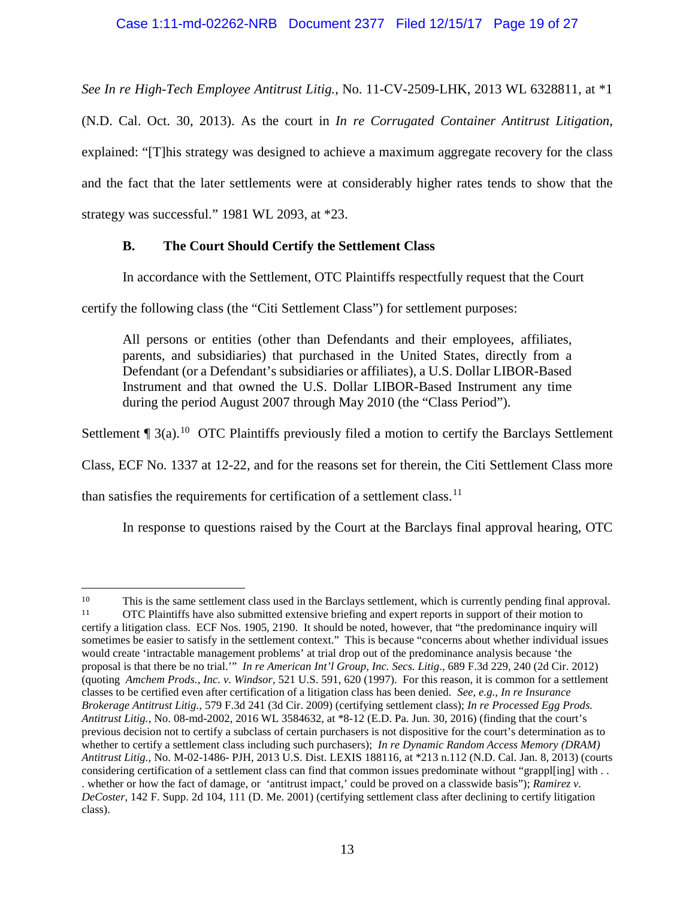*See In re High-Tech Employee Antitrust Litig.*, No. 11-CV-2509-LHK, 2013 WL 6328811, at *1 (N.D. Cal. Oct. 30, 2013). As the court in *In re Corrugated Container Antitrust Litigation*, explained: "[T]his strategy was designed to achieve a maximum aggregate recovery for the class and the fact that the later settlements were at considerably higher rates tends to show that the strategy was successful." 1981 WL 2093, at *23.

### B. The Court Should Certify the Settlement Class

In accordance with the Settlement, OTC Plaintiffs respectfully request that the Court certify the following class (the "Citi Settlement Class") for settlement purposes:

> All persons or entities (other than Defendants and their employees, affiliates, parents, and subsidiaries) that purchased in the United States, directly from a Defendant (or a Defendant's subsidiaries or affiliates), a U.S. Dollar LIBOR-Based Instrument and that owned the U.S. Dollar LIBOR-Based Instrument any time during the period August 2007 through May 2010 (the "Class Period").

Settlement ¶ 3(a).[10] OTC Plaintiffs previously filed a motion to certify the Barclays Settlement Class, ECF No. 1337 at 12-22, and for the reasons set for therein, the Citi Settlement Class more than satisfies the requirements for certification of a settlement class.[11]

In response to questions raised by the Court at the Barclays final approval hearing, OTC

---

[10] This is the same settlement class used in the Barclays settlement, which is currently pending final approval.

[11] OTC Plaintiffs have also submitted extensive briefing and expert reports in support of their motion to certify a litigation class. ECF Nos. 1905, 2190. It should be noted, however, that "the predominance inquiry will sometimes be easier to satisfy in the settlement context." This is because "concerns about whether individual issues would create 'intractable management problems' at trial drop out of the predominance analysis because 'the proposal is that there be no trial.'" *In re American Int'l Group, Inc. Secs. Litig*., 689 F.3d 229, 240 (2d Cir. 2012) (quoting *Amchem Prods., Inc. v. Windsor,* 521 U.S. 591, 620 (1997). For this reason, it is common for a settlement classes to be certified even after certification of a litigation class has been denied. *See, e.g., In re Insurance Brokerage Antitrust Litig.,* 579 F.3d 241 (3d Cir. 2009) (certifying settlement class); *In re Processed Egg Prods. Antitrust Litig.*, No. 08-md-2002, 2016 WL 3584632, at *8-12 (E.D. Pa. Jun. 30, 2016) (finding that the court's previous decision not to certify a subclass of certain purchasers is not dispositive for the court's determination as to whether to certify a settlement class including such purchasers); *In re Dynamic Random Access Memory (DRAM) Antitrust Litig.*, No. M-02-1486- PJH, 2013 U.S. Dist. LEXIS 188116, at *213 n.112 (N.D. Cal. Jan. 8, 2013) (courts considering certification of a settlement class can find that common issues predominate without "grappl[ing] with . . . whether or how the fact of damage, or 'antitrust impact,' could be proved on a classwide basis"); *Ramirez v. DeCoster*, 142 F. Supp. 2d 104, 111 (D. Me. 2001) (certifying settlement class after declining to certify litigation class).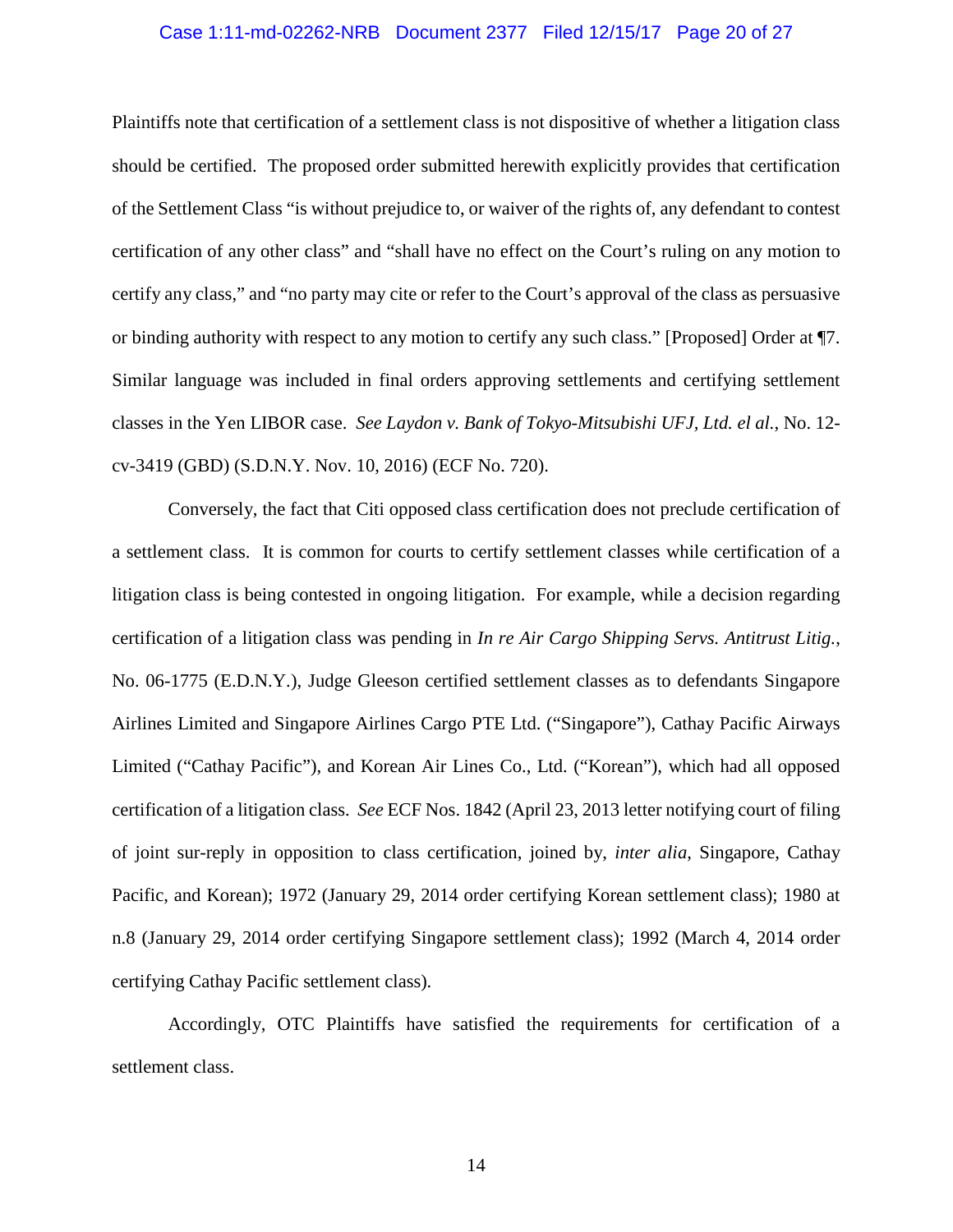Plaintiffs note that certification of a settlement class is not dispositive of whether a litigation class should be certified. The proposed order submitted herewith explicitly provides that certification of the Settlement Class "is without prejudice to, or waiver of the rights of, any defendant to contest certification of any other class" and "shall have no effect on the Court's ruling on any motion to certify any class," and "no party may cite or refer to the Court's approval of the class as persuasive or binding authority with respect to any motion to certify any such class." [Proposed] Order at ¶7. Similar language was included in final orders approving settlements and certifying settlement classes in the Yen LIBOR case. *See Laydon v. Bank of Tokyo-Mitsubishi UFJ, Ltd. el al.*, No. 12-cv-3419 (GBD) (S.D.N.Y. Nov. 10, 2016) (ECF No. 720).

Conversely, the fact that Citi opposed class certification does not preclude certification of a settlement class. It is common for courts to certify settlement classes while certification of a litigation class is being contested in ongoing litigation. For example, while a decision regarding certification of a litigation class was pending in *In re Air Cargo Shipping Servs. Antitrust Litig.*, No. 06-1775 (E.D.N.Y.), Judge Gleeson certified settlement classes as to defendants Singapore Airlines Limited and Singapore Airlines Cargo PTE Ltd. ("Singapore"), Cathay Pacific Airways Limited ("Cathay Pacific"), and Korean Air Lines Co., Ltd. ("Korean"), which had all opposed certification of a litigation class. *See* ECF Nos. 1842 (April 23, 2013 letter notifying court of filing of joint sur-reply in opposition to class certification, joined by, *inter alia*, Singapore, Cathay Pacific, and Korean); 1972 (January 29, 2014 order certifying Korean settlement class); 1980 at n.8 (January 29, 2014 order certifying Singapore settlement class); 1992 (March 4, 2014 order certifying Cathay Pacific settlement class).

Accordingly, OTC Plaintiffs have satisfied the requirements for certification of a settlement class.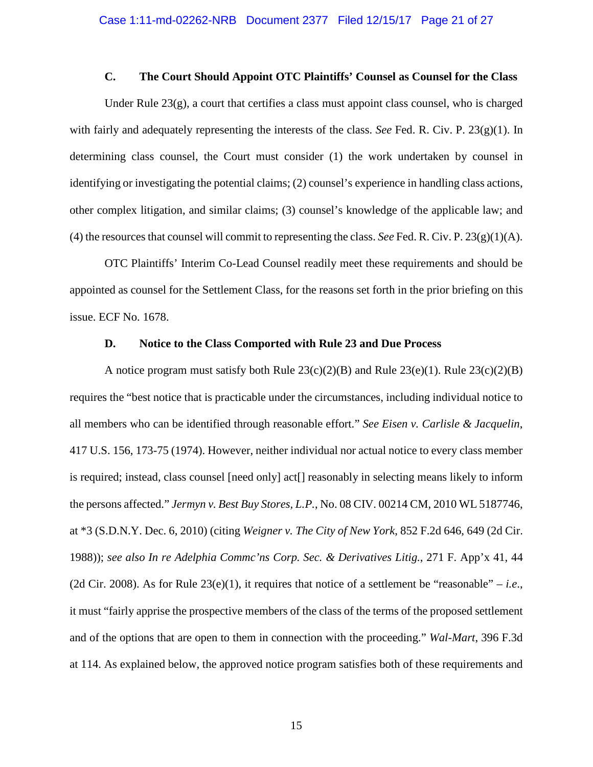### C. The Court Should Appoint OTC Plaintiffs' Counsel as Counsel for the Class

Under Rule 23(g), a court that certifies a class must appoint class counsel, who is charged with fairly and adequately representing the interests of the class. *See* Fed. R. Civ. P. 23(g)(1). In determining class counsel, the Court must consider (1) the work undertaken by counsel in identifying or investigating the potential claims; (2) counsel's experience in handling class actions, other complex litigation, and similar claims; (3) counsel's knowledge of the applicable law; and (4) the resources that counsel will commit to representing the class. *See* Fed. R. Civ. P. 23(g)(1)(A).

OTC Plaintiffs' Interim Co-Lead Counsel readily meet these requirements and should be appointed as counsel for the Settlement Class, for the reasons set forth in the prior briefing on this issue. ECF No. 1678.

### D. Notice to the Class Comported with Rule 23 and Due Process

A notice program must satisfy both Rule 23(c)(2)(B) and Rule 23(e)(1). Rule 23(c)(2)(B) requires the "best notice that is practicable under the circumstances, including individual notice to all members who can be identified through reasonable effort." *See Eisen v. Carlisle & Jacquelin*, 417 U.S. 156, 173-75 (1974). However, neither individual nor actual notice to every class member is required; instead, class counsel [need only] act[] reasonably in selecting means likely to inform the persons affected." *Jermyn v. Best Buy Stores, L.P.*, No. 08 CIV. 00214 CM, 2010 WL 5187746, at *3 (S.D.N.Y. Dec. 6, 2010) (citing *Weigner v. The City of New York*, 852 F.2d 646, 649 (2d Cir. 1988)); *see also In re Adelphia Commc'ns Corp. Sec. & Derivatives Litig.*, 271 F. App'x 41, 44 (2d Cir. 2008). As for Rule 23(e)(1), it requires that notice of a settlement be "reasonable" – *i.e.*, it must "fairly apprise the prospective members of the class of the terms of the proposed settlement and of the options that are open to them in connection with the proceeding." *Wal-Mart*, 396 F.3d at 114. As explained below, the approved notice program satisfies both of these requirements and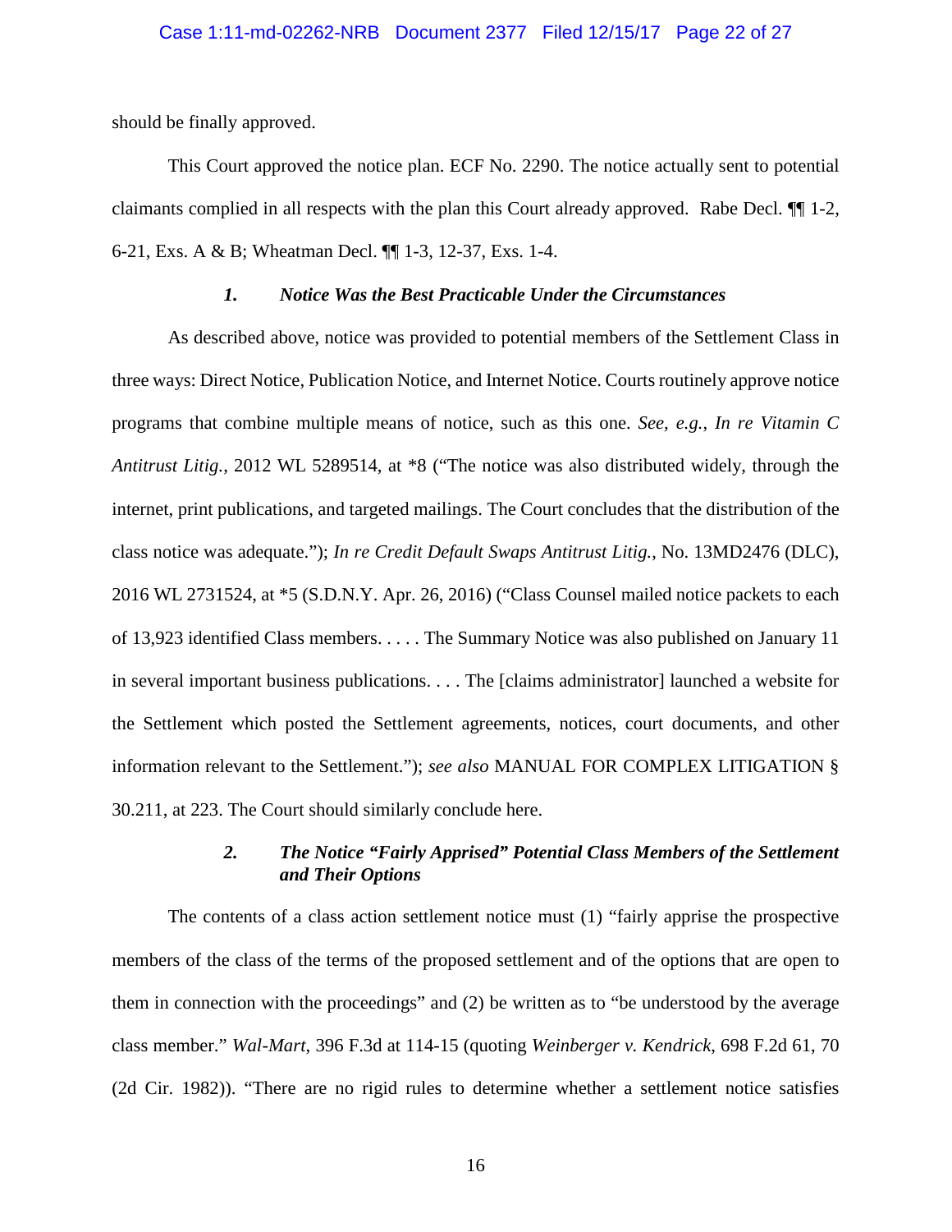should be finally approved.

This Court approved the notice plan. ECF No. 2290. The notice actually sent to potential claimants complied in all respects with the plan this Court already approved. Rabe Decl. ¶¶ 1-2, 6-21, Exs. A & B; Wheatman Decl. ¶¶ 1-3, 12-37, Exs. 1-4.

### *1. Notice Was the Best Practicable Under the Circumstances*

As described above, notice was provided to potential members of the Settlement Class in three ways: Direct Notice, Publication Notice, and Internet Notice. Courts routinely approve notice programs that combine multiple means of notice, such as this one. *See, e.g.*, *In re Vitamin C Antitrust Litig.*, 2012 WL 5289514, at *8 ("The notice was also distributed widely, through the internet, print publications, and targeted mailings. The Court concludes that the distribution of the class notice was adequate."); *In re Credit Default Swaps Antitrust Litig.*, No. 13MD2476 (DLC), 2016 WL 2731524, at *5 (S.D.N.Y. Apr. 26, 2016) ("Class Counsel mailed notice packets to each of 13,923 identified Class members. . . . . The Summary Notice was also published on January 11 in several important business publications. . . . The [claims administrator] launched a website for the Settlement which posted the Settlement agreements, notices, court documents, and other information relevant to the Settlement."); *see also* MANUAL FOR COMPLEX LITIGATION § 30.211, at 223. The Court should similarly conclude here.

### *2. The Notice "Fairly Apprised" Potential Class Members of the Settlement and Their Options*

The contents of a class action settlement notice must (1) "fairly apprise the prospective members of the class of the terms of the proposed settlement and of the options that are open to them in connection with the proceedings" and (2) be written as to "be understood by the average class member." *Wal-Mart*, 396 F.3d at 114-15 (quoting *Weinberger v. Kendrick*, 698 F.2d 61, 70 (2d Cir. 1982)). "There are no rigid rules to determine whether a settlement notice satisfies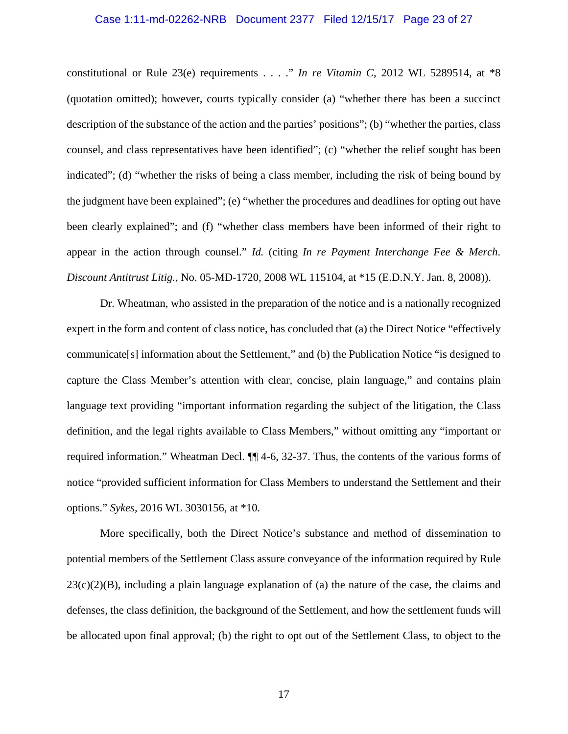constitutional or Rule 23(e) requirements . . . ." *In re Vitamin C*, 2012 WL 5289514, at *8 (quotation omitted); however, courts typically consider (a) "whether there has been a succinct description of the substance of the action and the parties' positions"; (b) "whether the parties, class counsel, and class representatives have been identified"; (c) "whether the relief sought has been indicated"; (d) "whether the risks of being a class member, including the risk of being bound by the judgment have been explained"; (e) "whether the procedures and deadlines for opting out have been clearly explained"; and (f) "whether class members have been informed of their right to appear in the action through counsel." *Id.* (citing *In re Payment Interchange Fee & Merch. Discount Antitrust Litig.*, No. 05-MD-1720, 2008 WL 115104, at *15 (E.D.N.Y. Jan. 8, 2008)).

Dr. Wheatman, who assisted in the preparation of the notice and is a nationally recognized expert in the form and content of class notice, has concluded that (a) the Direct Notice "effectively communicate[s] information about the Settlement," and (b) the Publication Notice "is designed to capture the Class Member's attention with clear, concise, plain language," and contains plain language text providing "important information regarding the subject of the litigation, the Class definition, and the legal rights available to Class Members," without omitting any "important or required information." Wheatman Decl. ¶¶ 4-6, 32-37. Thus, the contents of the various forms of notice "provided sufficient information for Class Members to understand the Settlement and their options." *Sykes*, 2016 WL 3030156, at *10.

More specifically, both the Direct Notice's substance and method of dissemination to potential members of the Settlement Class assure conveyance of the information required by Rule 23(c)(2)(B), including a plain language explanation of (a) the nature of the case, the claims and defenses, the class definition, the background of the Settlement, and how the settlement funds will be allocated upon final approval; (b) the right to opt out of the Settlement Class, to object to the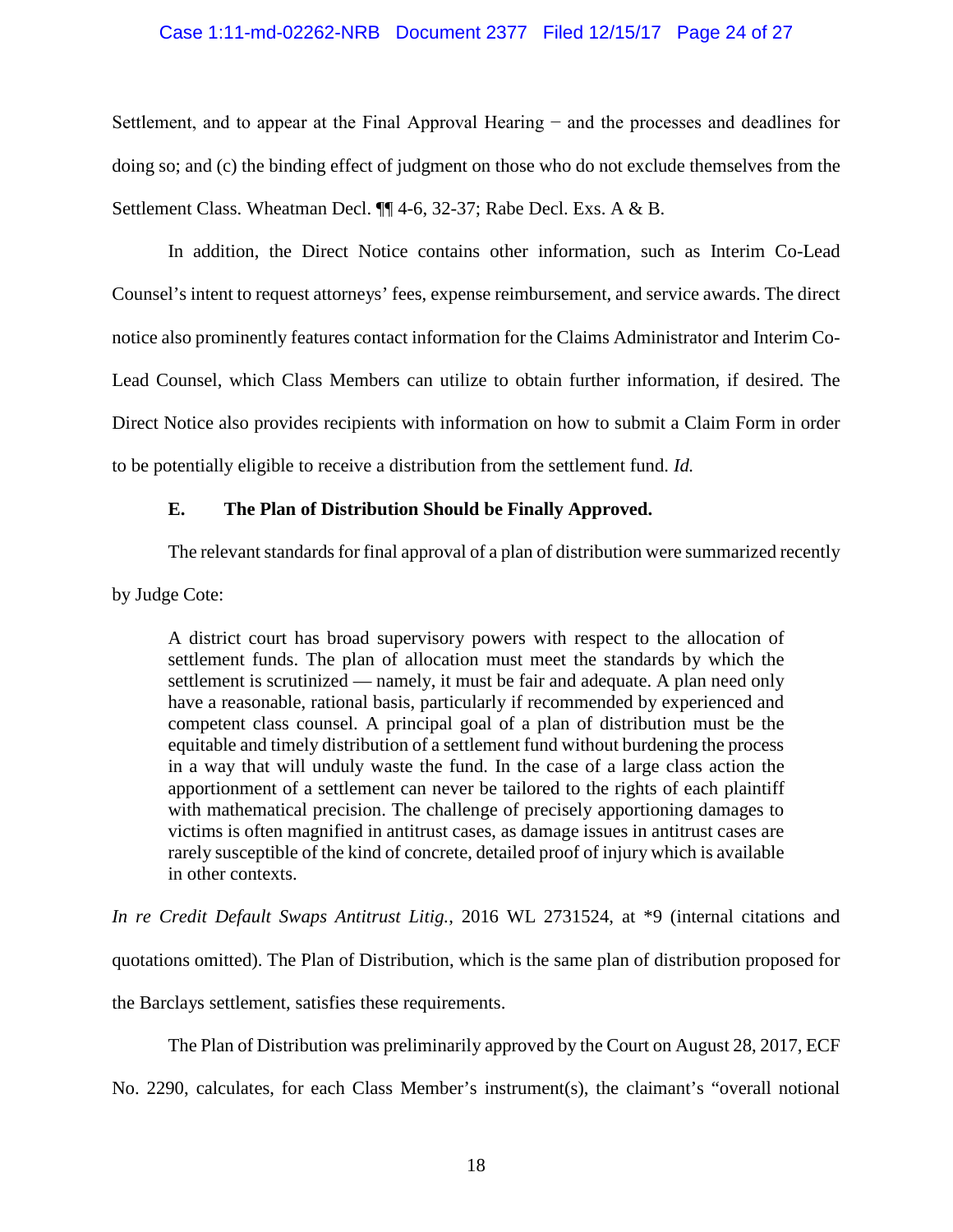Settlement, and to appear at the Final Approval Hearing − and the processes and deadlines for doing so; and (c) the binding effect of judgment on those who do not exclude themselves from the Settlement Class. Wheatman Decl. ¶¶ 4-6, 32-37; Rabe Decl. Exs. A & B.

In addition, the Direct Notice contains other information, such as Interim Co-Lead Counsel's intent to request attorneys' fees, expense reimbursement, and service awards. The direct notice also prominently features contact information for the Claims Administrator and Interim Co-Lead Counsel, which Class Members can utilize to obtain further information, if desired. The Direct Notice also provides recipients with information on how to submit a Claim Form in order to be potentially eligible to receive a distribution from the settlement fund. *Id.*

### E. The Plan of Distribution Should be Finally Approved.

The relevant standards for final approval of a plan of distribution were summarized recently by Judge Cote:

> A district court has broad supervisory powers with respect to the allocation of settlement funds. The plan of allocation must meet the standards by which the settlement is scrutinized — namely, it must be fair and adequate. A plan need only have a reasonable, rational basis, particularly if recommended by experienced and competent class counsel. A principal goal of a plan of distribution must be the equitable and timely distribution of a settlement fund without burdening the process in a way that will unduly waste the fund. In the case of a large class action the apportionment of a settlement can never be tailored to the rights of each plaintiff with mathematical precision. The challenge of precisely apportioning damages to victims is often magnified in antitrust cases, as damage issues in antitrust cases are rarely susceptible of the kind of concrete, detailed proof of injury which is available in other contexts.

*In re Credit Default Swaps Antitrust Litig.*, 2016 WL 2731524, at *9 (internal citations and quotations omitted). The Plan of Distribution, which is the same plan of distribution proposed for the Barclays settlement, satisfies these requirements.

The Plan of Distribution was preliminarily approved by the Court on August 28, 2017, ECF No. 2290, calculates, for each Class Member's instrument(s), the claimant's "overall notional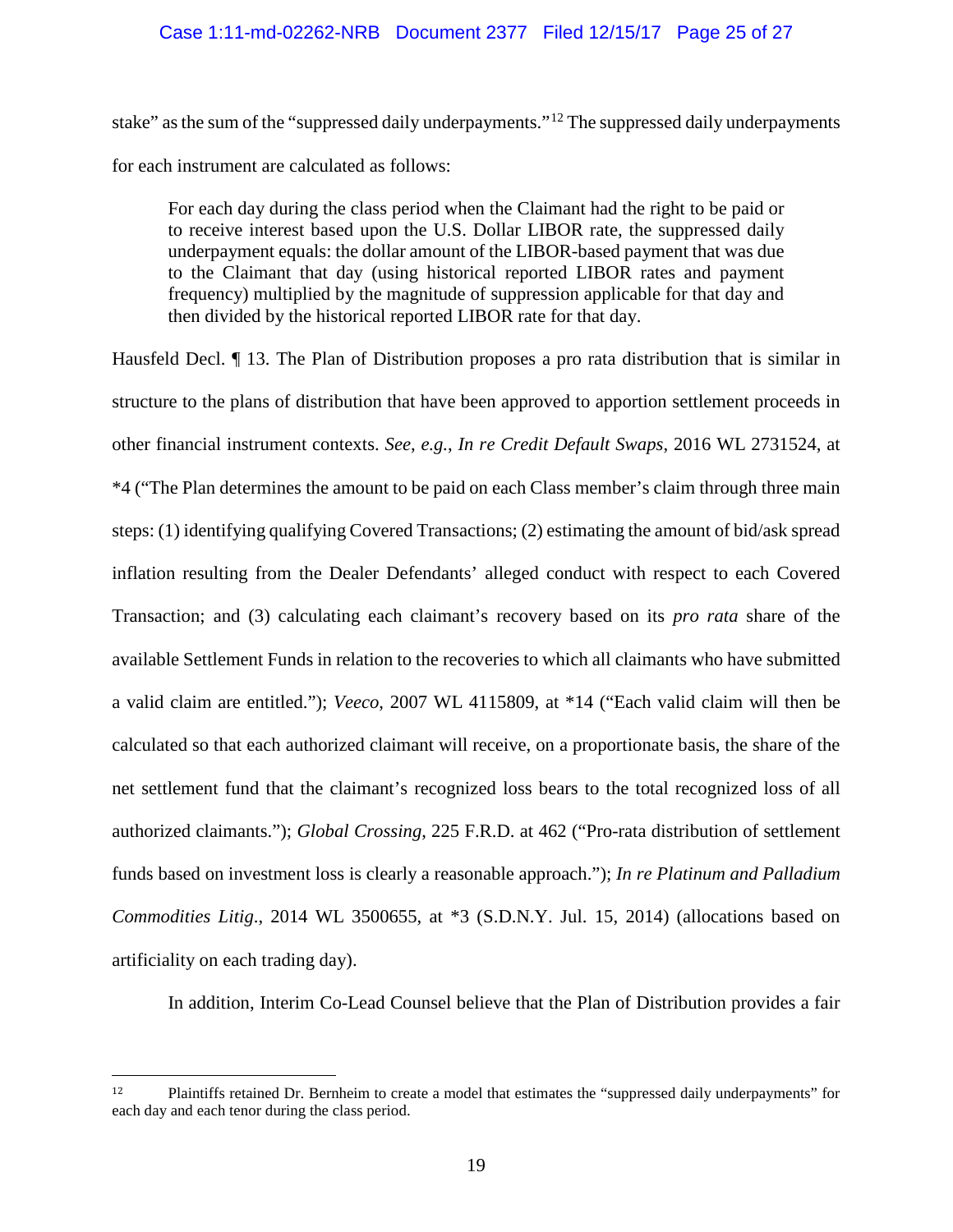stake" as the sum of the "suppressed daily underpayments."[12] The suppressed daily underpayments for each instrument are calculated as follows:

> For each day during the class period when the Claimant had the right to be paid or to receive interest based upon the U.S. Dollar LIBOR rate, the suppressed daily underpayment equals: the dollar amount of the LIBOR-based payment that was due to the Claimant that day (using historical reported LIBOR rates and payment frequency) multiplied by the magnitude of suppression applicable for that day and then divided by the historical reported LIBOR rate for that day.

Hausfeld Decl. ¶ 13. The Plan of Distribution proposes a pro rata distribution that is similar in structure to the plans of distribution that have been approved to apportion settlement proceeds in other financial instrument contexts. *See*, *e.g.*, *In re Credit Default Swaps*, 2016 WL 2731524, at *4 ("The Plan determines the amount to be paid on each Class member's claim through three main steps: (1) identifying qualifying Covered Transactions; (2) estimating the amount of bid/ask spread inflation resulting from the Dealer Defendants' alleged conduct with respect to each Covered Transaction; and (3) calculating each claimant's recovery based on its *pro rata* share of the available Settlement Funds in relation to the recoveries to which all claimants who have submitted a valid claim are entitled."); *Veeco*, 2007 WL 4115809, at *14 ("Each valid claim will then be calculated so that each authorized claimant will receive, on a proportionate basis, the share of the net settlement fund that the claimant's recognized loss bears to the total recognized loss of all authorized claimants."); *Global Crossing*, 225 F.R.D. at 462 ("Pro-rata distribution of settlement funds based on investment loss is clearly a reasonable approach."); *In re Platinum and Palladium Commodities Litig*., 2014 WL 3500655, at *3 (S.D.N.Y. Jul. 15, 2014) (allocations based on artificiality on each trading day).

In addition, Interim Co-Lead Counsel believe that the Plan of Distribution provides a fair

---

[12] Plaintiffs retained Dr. Bernheim to create a model that estimates the "suppressed daily underpayments" for each day and each tenor during the class period.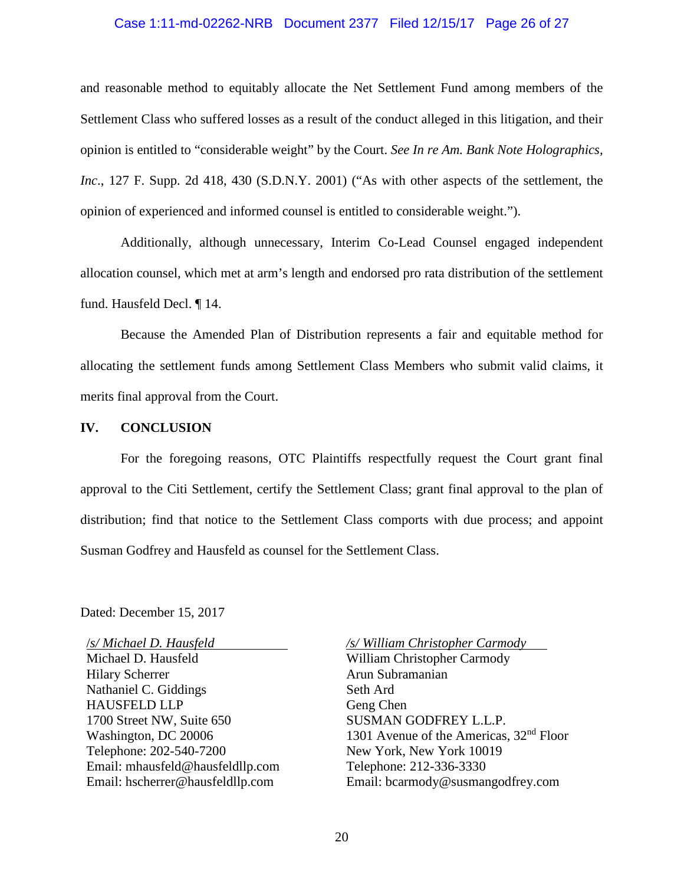and reasonable method to equitably allocate the Net Settlement Fund among members of the Settlement Class who suffered losses as a result of the conduct alleged in this litigation, and their opinion is entitled to "considerable weight" by the Court. *See In re Am. Bank Note Holographics, Inc.*, 127 F. Supp. 2d 418, 430 (S.D.N.Y. 2001) ("As with other aspects of the settlement, the opinion of experienced and informed counsel is entitled to considerable weight.").

Additionally, although unnecessary, Interim Co-Lead Counsel engaged independent allocation counsel, which met at arm's length and endorsed pro rata distribution of the settlement fund. Hausfeld Decl. ¶ 14.

Because the Amended Plan of Distribution represents a fair and equitable method for allocating the settlement funds among Settlement Class Members who submit valid claims, it merits final approval from the Court.

## IV. CONCLUSION

For the foregoing reasons, OTC Plaintiffs respectfully request the Court grant final approval to the Citi Settlement, certify the Settlement Class; grant final approval to the plan of distribution; find that notice to the Settlement Class comports with due process; and appoint Susman Godfrey and Hausfeld as counsel for the Settlement Class.

Dated: December 15, 2017

*/s/ Michael D. Hausfeld*
Michael D. Hausfeld
Hilary Scherrer
Nathaniel C. Giddings
HAUSFELD LLP
1700 Street NW, Suite 650
Washington, DC 20006
Telephone: 202-540-7200
Email: mhausfeld@hausfeldllp.com
Email: hscherrer@hausfeldllp.com

*/s/ William Christopher Carmody*
William Christopher Carmody
Arun Subramanian
Seth Ard
Geng Chen
SUSMAN GODFREY L.L.P.
1301 Avenue of the Americas, 32nd Floor
New York, New York 10019
Telephone: 212-336-3330
Email: bcarmody@susmangodfrey.com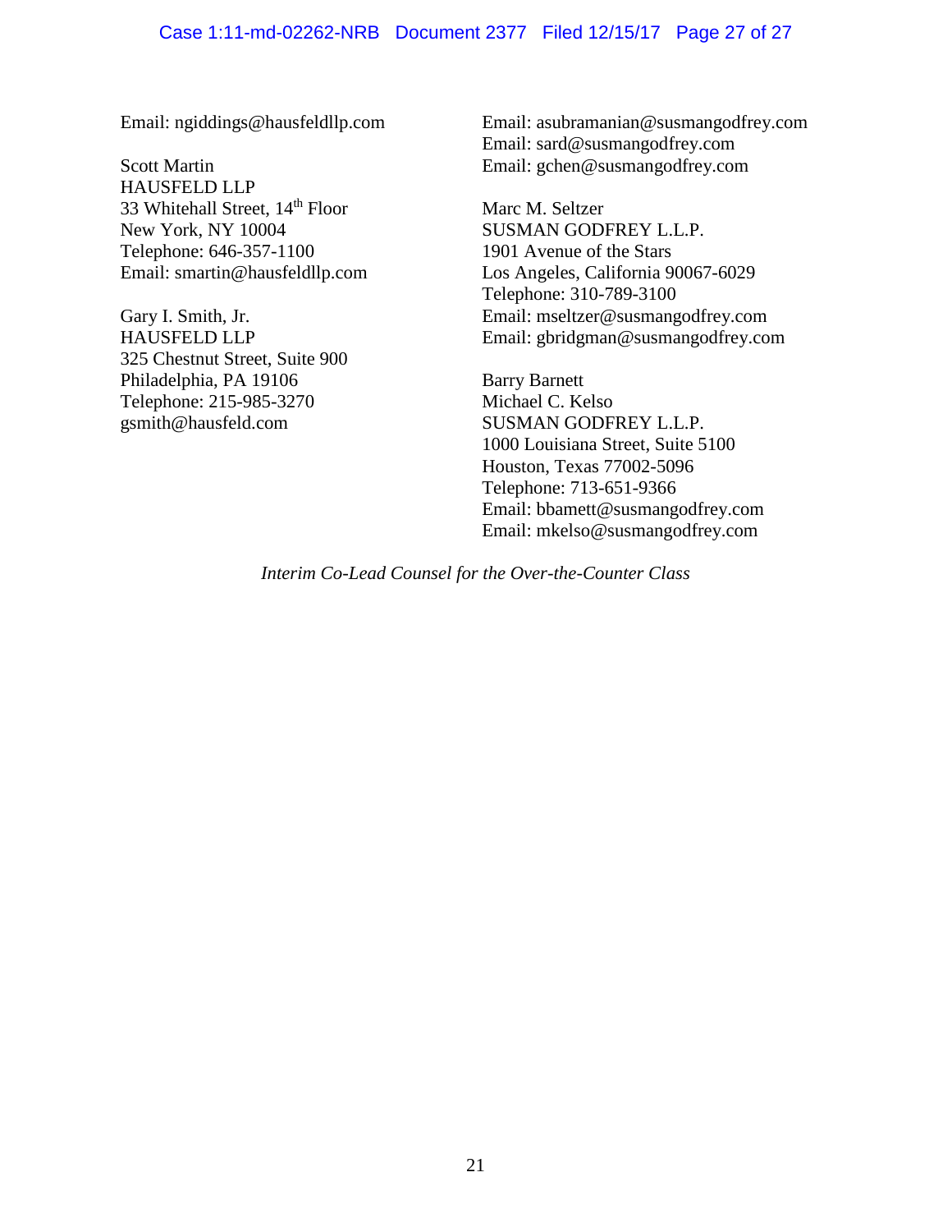Email: ngiddings@hausfeldllp.com

Scott Martin
HAUSFELD LLP
33 Whitehall Street, 14th Floor
New York, NY 10004
Telephone: 646-357-1100
Email: smartin@hausfeldllp.com

Gary I. Smith, Jr.
HAUSFELD LLP
325 Chestnut Street, Suite 900
Philadelphia, PA 19106
Telephone: 215-985-3270
gsmith@hausfeld.com

Email: asubramanian@susmangodfrey.com
Email: sard@susmangodfrey.com
Email: gchen@susmangodfrey.com

Marc M. Seltzer
SUSMAN GODFREY L.L.P.
1901 Avenue of the Stars
Los Angeles, California 90067-6029
Telephone: 310-789-3100
Email: mseltzer@susmangodfrey.com
Email: gbridgman@susmangodfrey.com

Barry Barnett
Michael C. Kelso
SUSMAN GODFREY L.L.P.
1000 Louisiana Street, Suite 5100
Houston, Texas 77002-5096
Telephone: 713-651-9366
Email: bbamett@susmangodfrey.com
Email: mkelso@susmangodfrey.com

*Interim Co-Lead Counsel for the Over-the-Counter Class*